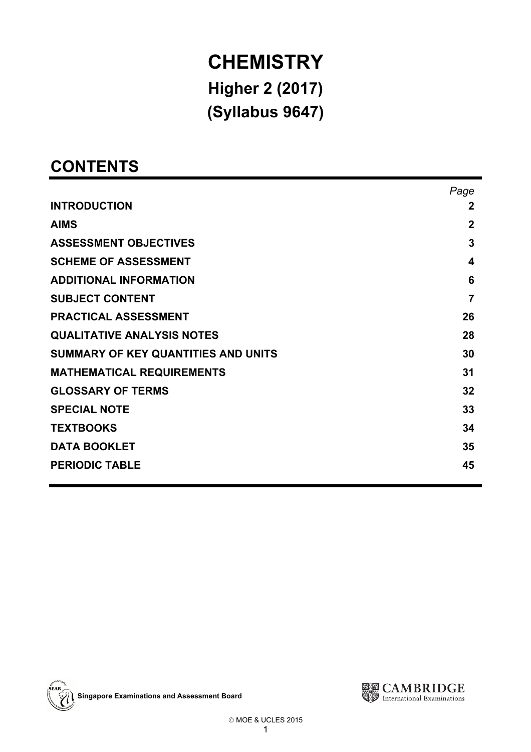# CHEMISTRY

## Higher 2 (2017)

## (Syllabus 9647)

## CONTENTS

| | Page |
|---|---|
| **INTRODUCTION** | **2** |
| **AIMS** | **2** |
| **ASSESSMENT OBJECTIVES** | **3** |
| **SCHEME OF ASSESSMENT** | **4** |
| **ADDITIONAL INFORMATION** | **6** |
| **SUBJECT CONTENT** | **7** |
| **PRACTICAL ASSESSMENT** | **26** |
| **QUALITATIVE ANALYSIS NOTES** | **28** |
| **SUMMARY OF KEY QUANTITIES AND UNITS** | **30** |
| **MATHEMATICAL REQUIREMENTS** | **31** |
| **GLOSSARY OF TERMS** | **32** |
| **SPECIAL NOTE** | **33** |
| **TEXTBOOKS** | **34** |
| **DATA BOOKLET** | **35** |
| **PERIODIC TABLE** | **45** |

**Singapore Examinations and Assessment Board**

CAMBRIDGE International Examinations

© MOE & UCLES 2015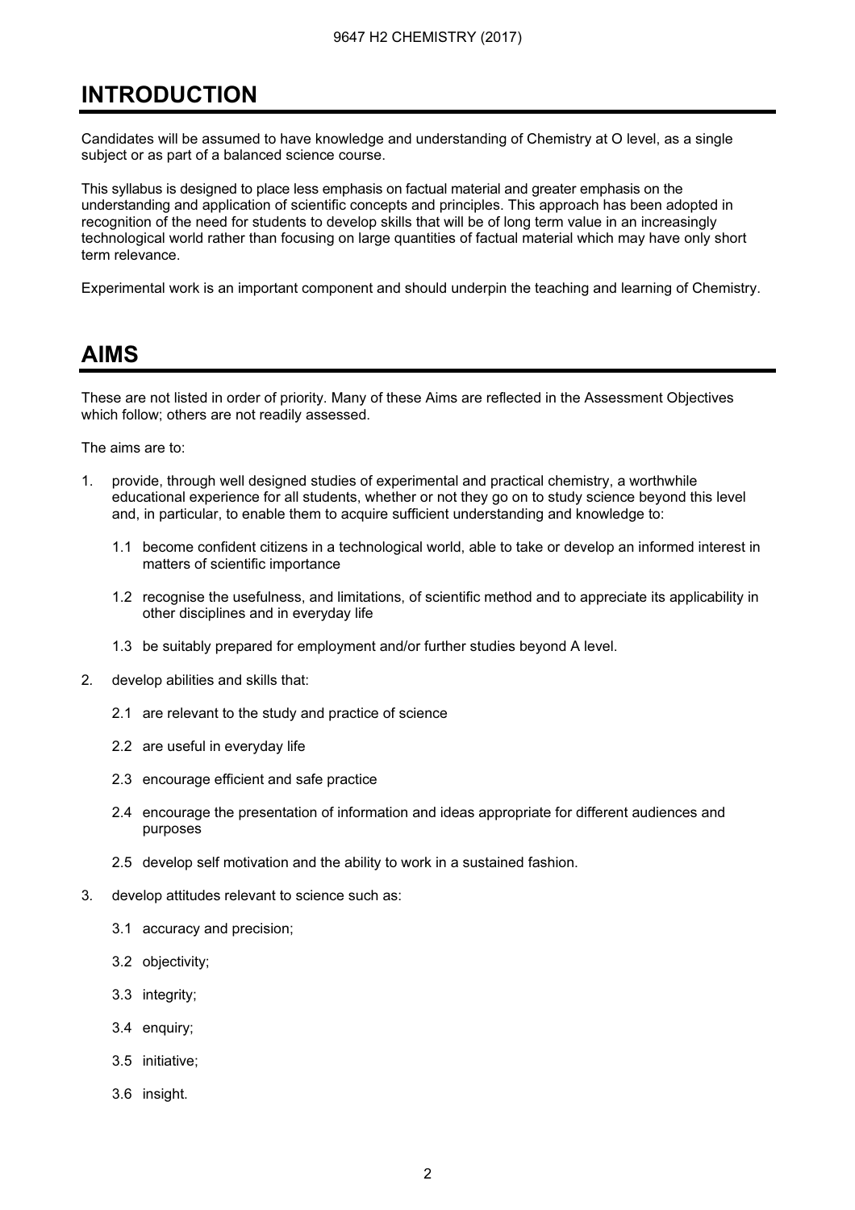# INTRODUCTION

Candidates will be assumed to have knowledge and understanding of Chemistry at O level, as a single subject or as part of a balanced science course.

This syllabus is designed to place less emphasis on factual material and greater emphasis on the understanding and application of scientific concepts and principles. This approach has been adopted in recognition of the need for students to develop skills that will be of long term value in an increasingly technological world rather than focusing on large quantities of factual material which may have only short term relevance.

Experimental work is an important component and should underpin the teaching and learning of Chemistry.

# AIMS

These are not listed in order of priority. Many of these Aims are reflected in the Assessment Objectives which follow; others are not readily assessed.

The aims are to:

1. provide, through well designed studies of experimental and practical chemistry, a worthwhile educational experience for all students, whether or not they go on to study science beyond this level and, in particular, to enable them to acquire sufficient understanding and knowledge to:

   1.1 become confident citizens in a technological world, able to take or develop an informed interest in matters of scientific importance

   1.2 recognise the usefulness, and limitations, of scientific method and to appreciate its applicability in other disciplines and in everyday life

   1.3 be suitably prepared for employment and/or further studies beyond A level.

2. develop abilities and skills that:

   2.1 are relevant to the study and practice of science

   2.2 are useful in everyday life

   2.3 encourage efficient and safe practice

   2.4 encourage the presentation of information and ideas appropriate for different audiences and purposes

   2.5 develop self motivation and the ability to work in a sustained fashion.

3. develop attitudes relevant to science such as:

   3.1 accuracy and precision;

   3.2 objectivity;

   3.3 integrity;

   3.4 enquiry;

   3.5 initiative;

   3.6 insight.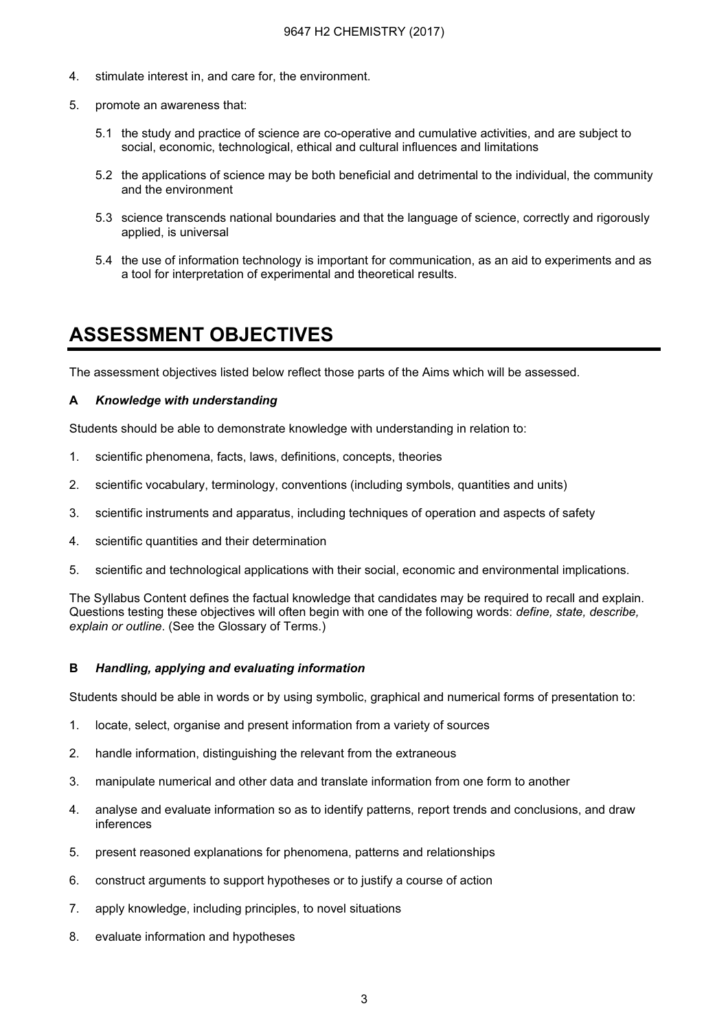4. stimulate interest in, and care for, the environment.

5. promote an awareness that:

   5.1 the study and practice of science are co-operative and cumulative activities, and are subject to social, economic, technological, ethical and cultural influences and limitations

   5.2 the applications of science may be both beneficial and detrimental to the individual, the community and the environment

   5.3 science transcends national boundaries and that the language of science, correctly and rigorously applied, is universal

   5.4 the use of information technology is important for communication, as an aid to experiments and as a tool for interpretation of experimental and theoretical results.

# ASSESSMENT OBJECTIVES

The assessment objectives listed below reflect those parts of the Aims which will be assessed.

**A** ***Knowledge with understanding***

Students should be able to demonstrate knowledge with understanding in relation to:

1. scientific phenomena, facts, laws, definitions, concepts, theories
2. scientific vocabulary, terminology, conventions (including symbols, quantities and units)
3. scientific instruments and apparatus, including techniques of operation and aspects of safety
4. scientific quantities and their determination
5. scientific and technological applications with their social, economic and environmental implications.

The Syllabus Content defines the factual knowledge that candidates may be required to recall and explain. Questions testing these objectives will often begin with one of the following words: *define, state, describe, explain or outline*. (See the Glossary of Terms.)

**B** ***Handling, applying and evaluating information***

Students should be able in words or by using symbolic, graphical and numerical forms of presentation to:

1. locate, select, organise and present information from a variety of sources
2. handle information, distinguishing the relevant from the extraneous
3. manipulate numerical and other data and translate information from one form to another
4. analyse and evaluate information so as to identify patterns, report trends and conclusions, and draw inferences
5. present reasoned explanations for phenomena, patterns and relationships
6. construct arguments to support hypotheses or to justify a course of action
7. apply knowledge, including principles, to novel situations
8. evaluate information and hypotheses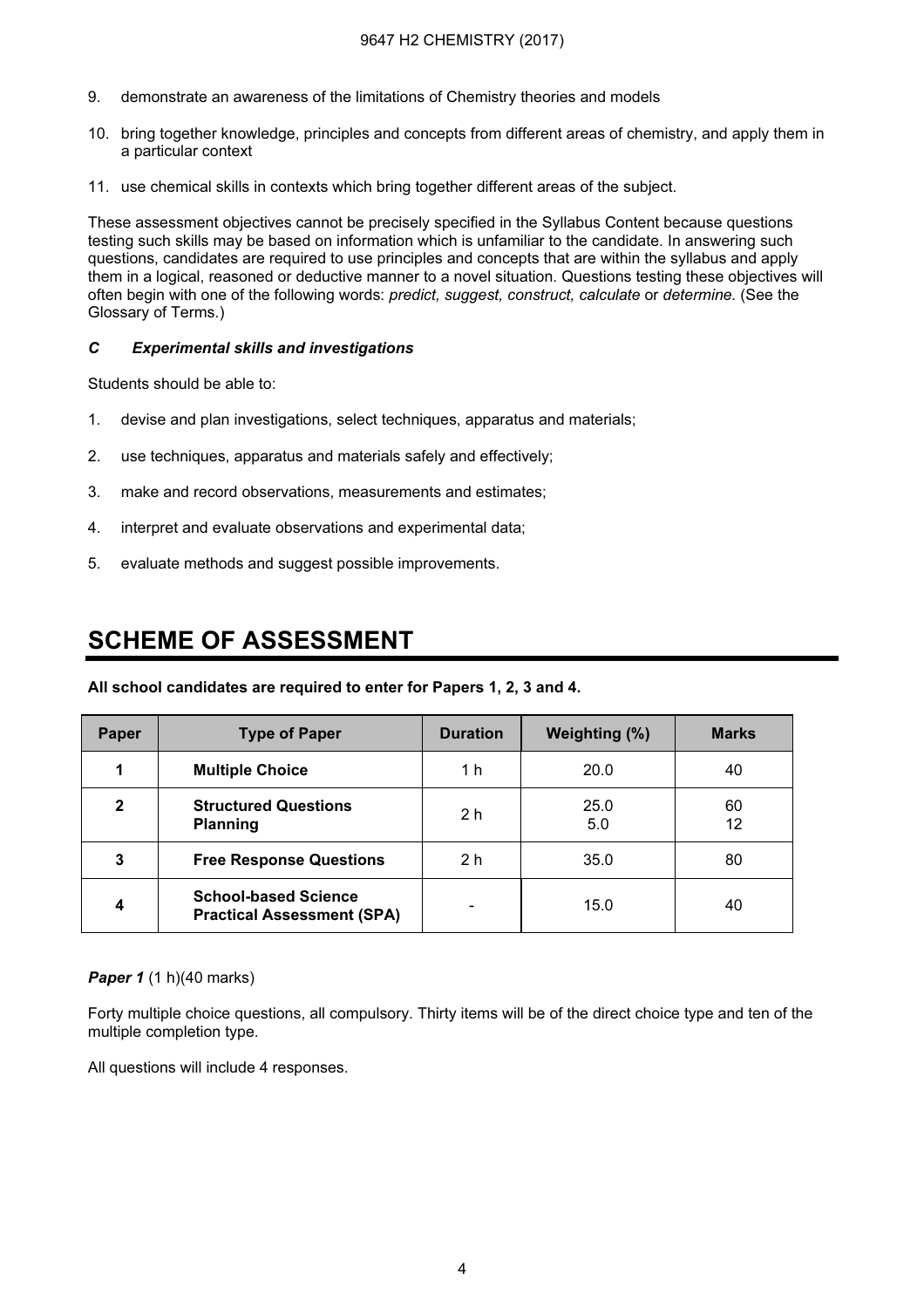9. demonstrate an awareness of the limitations of Chemistry theories and models

10. bring together knowledge, principles and concepts from different areas of chemistry, and apply them in a particular context

11. use chemical skills in contexts which bring together different areas of the subject.

These assessment objectives cannot be precisely specified in the Syllabus Content because questions testing such skills may be based on information which is unfamiliar to the candidate. In answering such questions, candidates are required to use principles and concepts that are within the syllabus and apply them in a logical, reasoned or deductive manner to a novel situation. Questions testing these objectives will often begin with one of the following words: *predict, suggest, construct, calculate* or *determine.* (See the Glossary of Terms.)

### *C Experimental skills and investigations*

Students should be able to:

1. devise and plan investigations, select techniques, apparatus and materials;

2. use techniques, apparatus and materials safely and effectively;

3. make and record observations, measurements and estimates;

4. interpret and evaluate observations and experimental data;

5. evaluate methods and suggest possible improvements.

# SCHEME OF ASSESSMENT

**All school candidates are required to enter for Papers 1, 2, 3 and 4.**

| Paper | Type of Paper | Duration | Weighting (%) | Marks |
|---|---|---|---|---|
| 1 | **Multiple Choice** | 1 h | 20.0 | 40 |
| 2 | **Structured Questions**<br>**Planning** | 2 h | 25.0<br>5.0 | 60<br>12 |
| 3 | **Free Response Questions** | 2 h | 35.0 | 80 |
| 4 | **School-based Science Practical Assessment (SPA)** | - | 15.0 | 40 |

***Paper 1*** (1 h)(40 marks)

Forty multiple choice questions, all compulsory. Thirty items will be of the direct choice type and ten of the multiple completion type.

All questions will include 4 responses.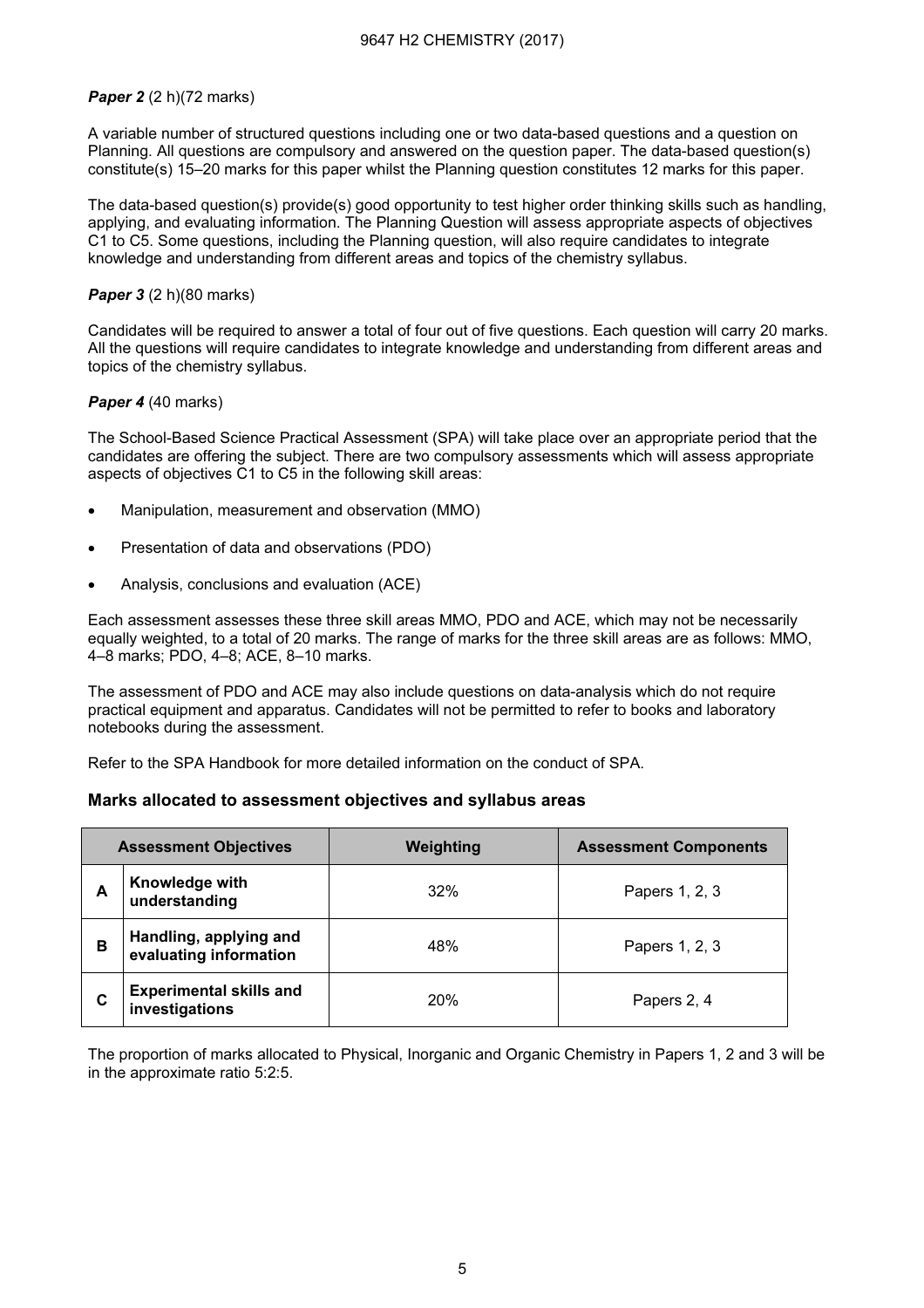***Paper 2*** (2 h)(72 marks)

A variable number of structured questions including one or two data-based questions and a question on Planning. All questions are compulsory and answered on the question paper. The data-based question(s) constitute(s) 15–20 marks for this paper whilst the Planning question constitutes 12 marks for this paper.

The data-based question(s) provide(s) good opportunity to test higher order thinking skills such as handling, applying, and evaluating information. The Planning Question will assess appropriate aspects of objectives C1 to C5. Some questions, including the Planning question, will also require candidates to integrate knowledge and understanding from different areas and topics of the chemistry syllabus.

***Paper 3*** (2 h)(80 marks)

Candidates will be required to answer a total of four out of five questions. Each question will carry 20 marks. All the questions will require candidates to integrate knowledge and understanding from different areas and topics of the chemistry syllabus.

***Paper 4*** (40 marks)

The School-Based Science Practical Assessment (SPA) will take place over an appropriate period that the candidates are offering the subject. There are two compulsory assessments which will assess appropriate aspects of objectives C1 to C5 in the following skill areas:

- Manipulation, measurement and observation (MMO)
- Presentation of data and observations (PDO)
- Analysis, conclusions and evaluation (ACE)

Each assessment assesses these three skill areas MMO, PDO and ACE, which may not be necessarily equally weighted, to a total of 20 marks. The range of marks for the three skill areas are as follows: MMO, 4–8 marks; PDO, 4–8; ACE, 8–10 marks.

The assessment of PDO and ACE may also include questions on data-analysis which do not require practical equipment and apparatus. Candidates will not be permitted to refer to books and laboratory notebooks during the assessment.

Refer to the SPA Handbook for more detailed information on the conduct of SPA.

### Marks allocated to assessment objectives and syllabus areas

| Assessment Objectives | | Weighting | Assessment Components |
|---|---|---|---|
| **A** | **Knowledge with understanding** | 32% | Papers 1, 2, 3 |
| **B** | **Handling, applying and evaluating information** | 48% | Papers 1, 2, 3 |
| **C** | **Experimental skills and investigations** | 20% | Papers 2, 4 |

The proportion of marks allocated to Physical, Inorganic and Organic Chemistry in Papers 1, 2 and 3 will be in the approximate ratio 5:2:5.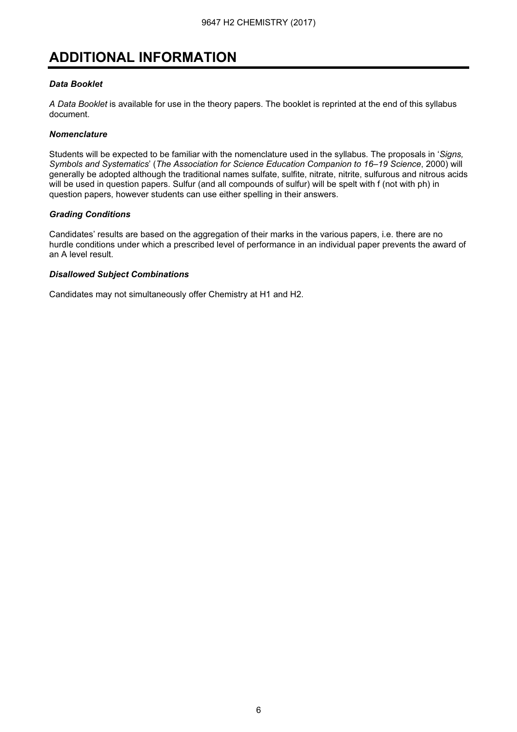# ADDITIONAL INFORMATION

### *Data Booklet*

*A Data Booklet* is available for use in the theory papers. The booklet is reprinted at the end of this syllabus document.

### *Nomenclature*

Students will be expected to be familiar with the nomenclature used in the syllabus. The proposals in '*Signs, Symbols and Systematics*' (*The Association for Science Education Companion to 16–19 Science*, 2000) will generally be adopted although the traditional names sulfate, sulfite, nitrate, nitrite, sulfurous and nitrous acids will be used in question papers. Sulfur (and all compounds of sulfur) will be spelt with f (not with ph) in question papers, however students can use either spelling in their answers.

### *Grading Conditions*

Candidates' results are based on the aggregation of their marks in the various papers, i.e. there are no hurdle conditions under which a prescribed level of performance in an individual paper prevents the award of an A level result.

### *Disallowed Subject Combinations*

Candidates may not simultaneously offer Chemistry at H1 and H2.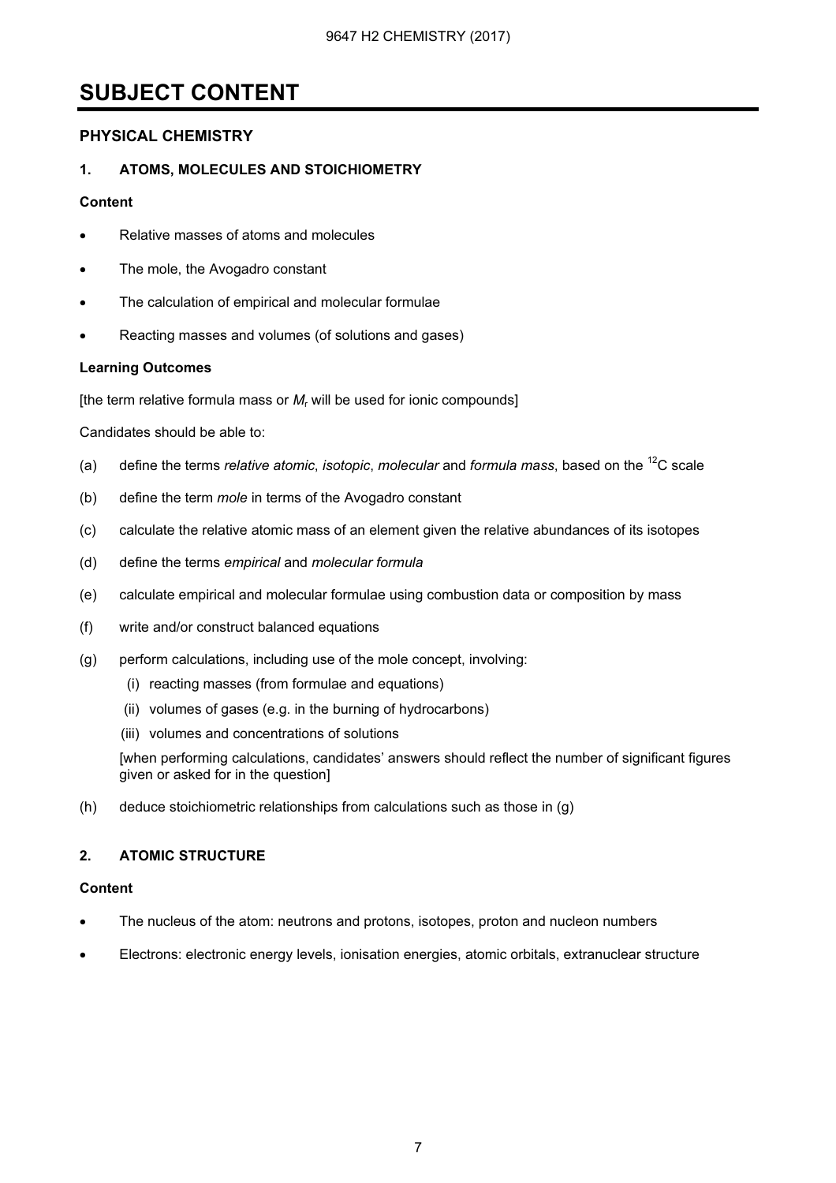# SUBJECT CONTENT

## PHYSICAL CHEMISTRY

### 1. ATOMS, MOLECULES AND STOICHIOMETRY

**Content**

- Relative masses of atoms and molecules
- The mole, the Avogadro constant
- The calculation of empirical and molecular formulae
- Reacting masses and volumes (of solutions and gases)

**Learning Outcomes**

[the term relative formula mass or $M_r$ will be used for ionic compounds]

Candidates should be able to:

(a) define the terms *relative atomic*, *isotopic*, *molecular* and *formula mass*, based on the $^{12}C$ scale

(b) define the term *mole* in terms of the Avogadro constant

(c) calculate the relative atomic mass of an element given the relative abundances of its isotopes

(d) define the terms *empirical* and *molecular formula*

(e) calculate empirical and molecular formulae using combustion data or composition by mass

(f) write and/or construct balanced equations

(g) perform calculations, including use of the mole concept, involving:

  (i) reacting masses (from formulae and equations)

  (ii) volumes of gases (e.g. in the burning of hydrocarbons)

  (iii) volumes and concentrations of solutions

  [when performing calculations, candidates' answers should reflect the number of significant figures given or asked for in the question]

(h) deduce stoichiometric relationships from calculations such as those in (g)

### 2. ATOMIC STRUCTURE

**Content**

- The nucleus of the atom: neutrons and protons, isotopes, proton and nucleon numbers
- Electrons: electronic energy levels, ionisation energies, atomic orbitals, extranuclear structure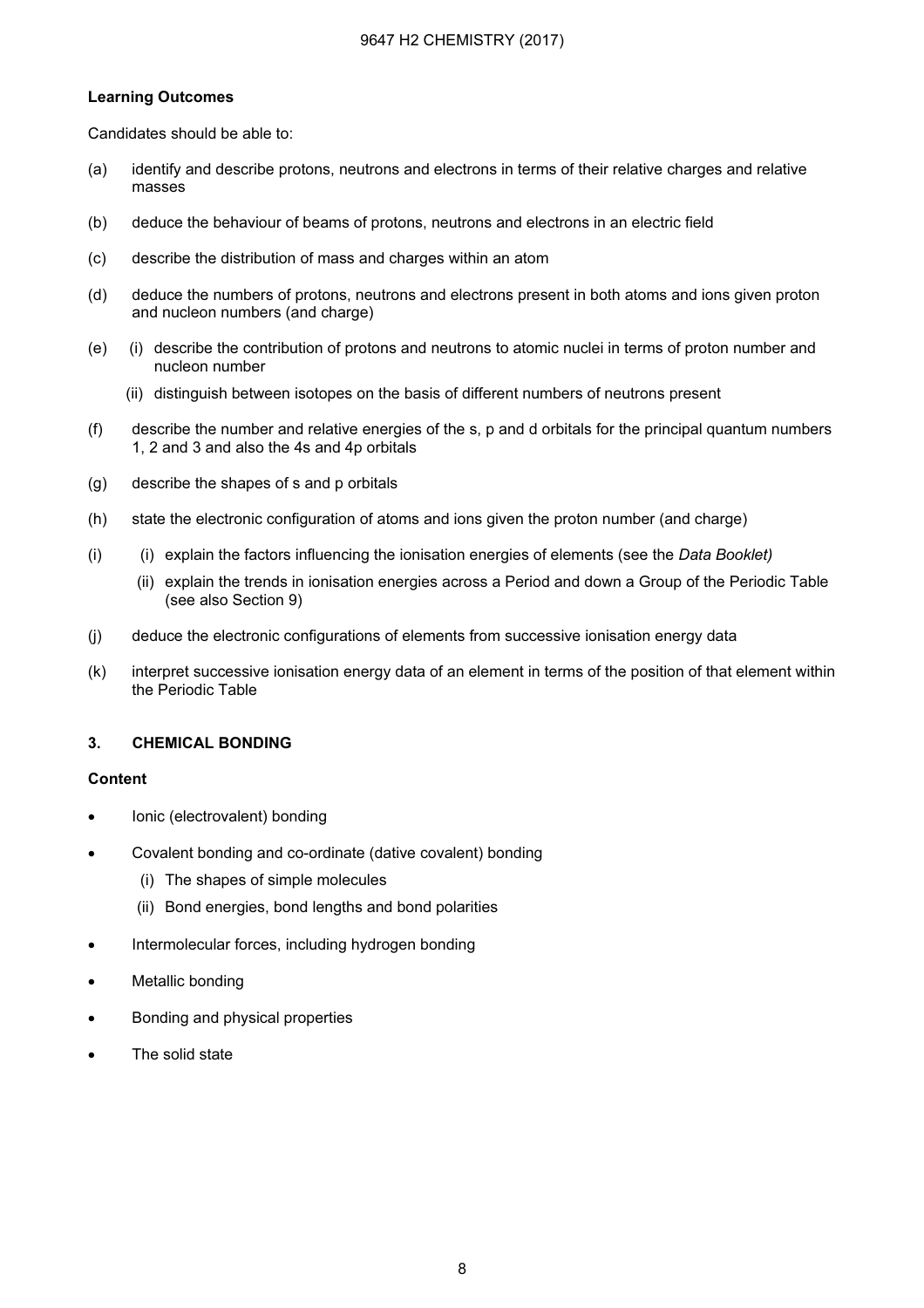**Learning Outcomes**

Candidates should be able to:

(a) identify and describe protons, neutrons and electrons in terms of their relative charges and relative masses

(b) deduce the behaviour of beams of protons, neutrons and electrons in an electric field

(c) describe the distribution of mass and charges within an atom

(d) deduce the numbers of protons, neutrons and electrons present in both atoms and ions given proton and nucleon numbers (and charge)

(e) (i) describe the contribution of protons and neutrons to atomic nuclei in terms of proton number and nucleon number

(ii) distinguish between isotopes on the basis of different numbers of neutrons present

(f) describe the number and relative energies of the s, p and d orbitals for the principal quantum numbers 1, 2 and 3 and also the 4s and 4p orbitals

(g) describe the shapes of s and p orbitals

(h) state the electronic configuration of atoms and ions given the proton number (and charge)

(i) (i) explain the factors influencing the ionisation energies of elements (see the *Data Booklet)*

(ii) explain the trends in ionisation energies across a Period and down a Group of the Periodic Table (see also Section 9)

(j) deduce the electronic configurations of elements from successive ionisation energy data

(k) interpret successive ionisation energy data of an element in terms of the position of that element within the Periodic Table

## 3. CHEMICAL BONDING

**Content**

- Ionic (electrovalent) bonding
- Covalent bonding and co-ordinate (dative covalent) bonding
  - (i) The shapes of simple molecules
  - (ii) Bond energies, bond lengths and bond polarities
- Intermolecular forces, including hydrogen bonding
- Metallic bonding
- Bonding and physical properties
- The solid state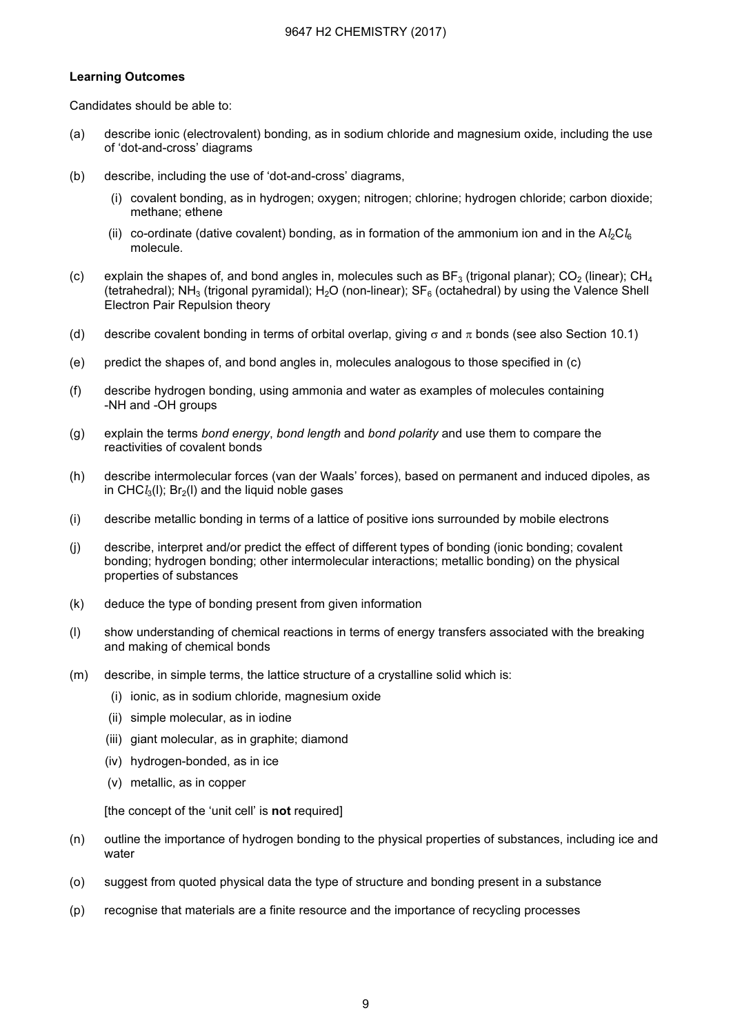**Learning Outcomes**

Candidates should be able to:

(a) describe ionic (electrovalent) bonding, as in sodium chloride and magnesium oxide, including the use of 'dot-and-cross' diagrams

(b) describe, including the use of 'dot-and-cross' diagrams,

  (i) covalent bonding, as in hydrogen; oxygen; nitrogen; chlorine; hydrogen chloride; carbon dioxide; methane; ethene

  (ii) co-ordinate (dative covalent) bonding, as in formation of the ammonium ion and in the $Al_2Cl_6$ molecule.

(c) explain the shapes of, and bond angles in, molecules such as $BF_3$ (trigonal planar); $CO_2$ (linear); $CH_4$ (tetrahedral); $NH_3$ (trigonal pyramidal); $H_2O$ (non-linear); $SF_6$ (octahedral) by using the Valence Shell Electron Pair Repulsion theory

(d) describe covalent bonding in terms of orbital overlap, giving $\sigma$ and $\pi$ bonds (see also Section 10.1)

(e) predict the shapes of, and bond angles in, molecules analogous to those specified in (c)

(f) describe hydrogen bonding, using ammonia and water as examples of molecules containing -NH and -OH groups

(g) explain the terms *bond energy*, *bond length* and *bond polarity* and use them to compare the reactivities of covalent bonds

(h) describe intermolecular forces (van der Waals' forces), based on permanent and induced dipoles, as in $CHCl_3$(l); $Br_2$(l) and the liquid noble gases

(i) describe metallic bonding in terms of a lattice of positive ions surrounded by mobile electrons

(j) describe, interpret and/or predict the effect of different types of bonding (ionic bonding; covalent bonding; hydrogen bonding; other intermolecular interactions; metallic bonding) on the physical properties of substances

(k) deduce the type of bonding present from given information

(l) show understanding of chemical reactions in terms of energy transfers associated with the breaking and making of chemical bonds

(m) describe, in simple terms, the lattice structure of a crystalline solid which is:

  (i) ionic, as in sodium chloride, magnesium oxide

  (ii) simple molecular, as in iodine

  (iii) giant molecular, as in graphite; diamond

  (iv) hydrogen-bonded, as in ice

  (v) metallic, as in copper

  [the concept of the 'unit cell' is **not** required]

(n) outline the importance of hydrogen bonding to the physical properties of substances, including ice and water

(o) suggest from quoted physical data the type of structure and bonding present in a substance

(p) recognise that materials are a finite resource and the importance of recycling processes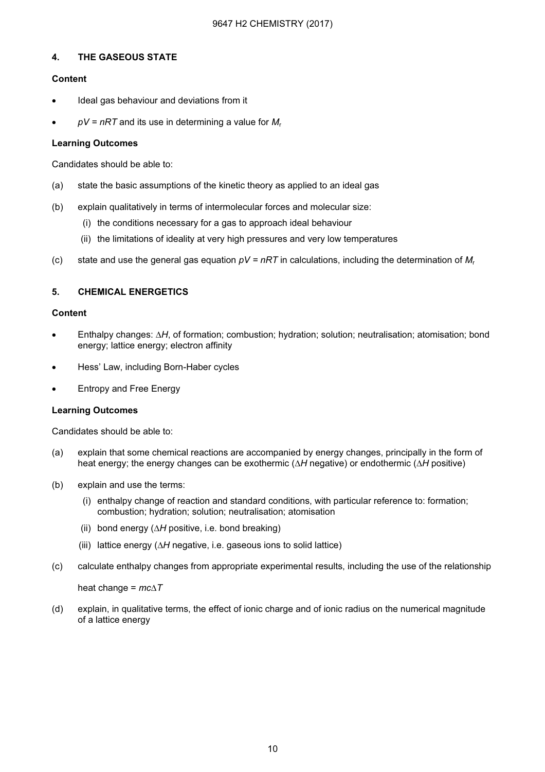## 4. THE GASEOUS STATE

**Content**

- Ideal gas behaviour and deviations from it
- $pV = nRT$ and its use in determining a value for $M_r$

**Learning Outcomes**

Candidates should be able to:

(a) state the basic assumptions of the kinetic theory as applied to an ideal gas

(b) explain qualitatively in terms of intermolecular forces and molecular size:

  (i) the conditions necessary for a gas to approach ideal behaviour

  (ii) the limitations of ideality at very high pressures and very low temperatures

(c) state and use the general gas equation $pV = nRT$ in calculations, including the determination of $M_r$

## 5. CHEMICAL ENERGETICS

**Content**

- Enthalpy changes: $\Delta H$, of formation; combustion; hydration; solution; neutralisation; atomisation; bond energy; lattice energy; electron affinity
- Hess' Law, including Born-Haber cycles
- Entropy and Free Energy

**Learning Outcomes**

Candidates should be able to:

(a) explain that some chemical reactions are accompanied by energy changes, principally in the form of heat energy; the energy changes can be exothermic ($\Delta H$ negative) or endothermic ($\Delta H$ positive)

(b) explain and use the terms:

  (i) enthalpy change of reaction and standard conditions, with particular reference to: formation; combustion; hydration; solution; neutralisation; atomisation

  (ii) bond energy ($\Delta H$ positive, i.e. bond breaking)

  (iii) lattice energy ($\Delta H$ negative, i.e. gaseous ions to solid lattice)

(c) calculate enthalpy changes from appropriate experimental results, including the use of the relationship

  heat change = $mc\Delta T$

(d) explain, in qualitative terms, the effect of ionic charge and of ionic radius on the numerical magnitude of a lattice energy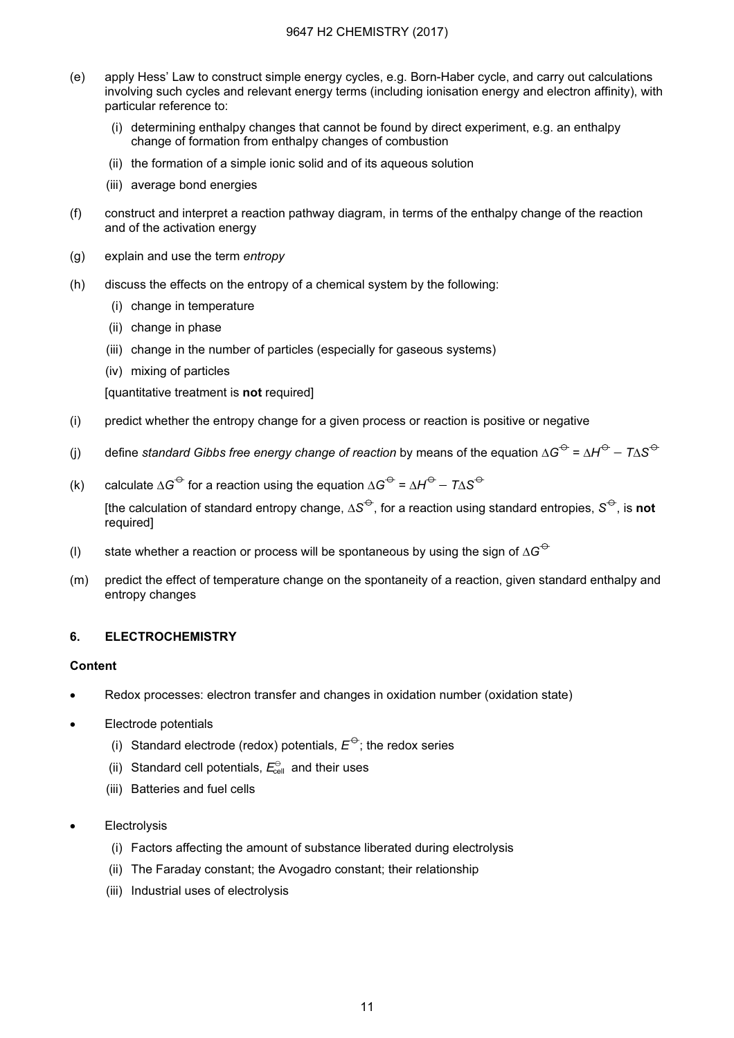(e) apply Hess' Law to construct simple energy cycles, e.g. Born-Haber cycle, and carry out calculations involving such cycles and relevant energy terms (including ionisation energy and electron affinity), with particular reference to:

   (i) determining enthalpy changes that cannot be found by direct experiment, e.g. an enthalpy change of formation from enthalpy changes of combustion

   (ii) the formation of a simple ionic solid and of its aqueous solution

   (iii) average bond energies

(f) construct and interpret a reaction pathway diagram, in terms of the enthalpy change of the reaction and of the activation energy

(g) explain and use the term *entropy*

(h) discuss the effects on the entropy of a chemical system by the following:

   (i) change in temperature

   (ii) change in phase

   (iii) change in the number of particles (especially for gaseous systems)

   (iv) mixing of particles

   [quantitative treatment is **not** required]

(i) predict whether the entropy change for a given process or reaction is positive or negative

(j) define *standard Gibbs free energy change of reaction* by means of the equation $\Delta G^{\ominus} = \Delta H^{\ominus} - T\Delta S^{\ominus}$

(k) calculate $\Delta G^{\ominus}$ for a reaction using the equation $\Delta G^{\ominus} = \Delta H^{\ominus} - T\Delta S^{\ominus}$

   [the calculation of standard entropy change, $\Delta S^{\ominus}$, for a reaction using standard entropies, $S^{\ominus}$, is **not** required]

(l) state whether a reaction or process will be spontaneous by using the sign of $\Delta G^{\ominus}$

(m) predict the effect of temperature change on the spontaneity of a reaction, given standard enthalpy and entropy changes

## 6. ELECTROCHEMISTRY

**Content**

- Redox processes: electron transfer and changes in oxidation number (oxidation state)
- Electrode potentials
   (i) Standard electrode (redox) potentials, $E^{\ominus}$; the redox series
   (ii) Standard cell potentials, $E^{\ominus}_{\text{cell}}$ and their uses
   (iii) Batteries and fuel cells
- Electrolysis
   (i) Factors affecting the amount of substance liberated during electrolysis
   (ii) The Faraday constant; the Avogadro constant; their relationship
   (iii) Industrial uses of electrolysis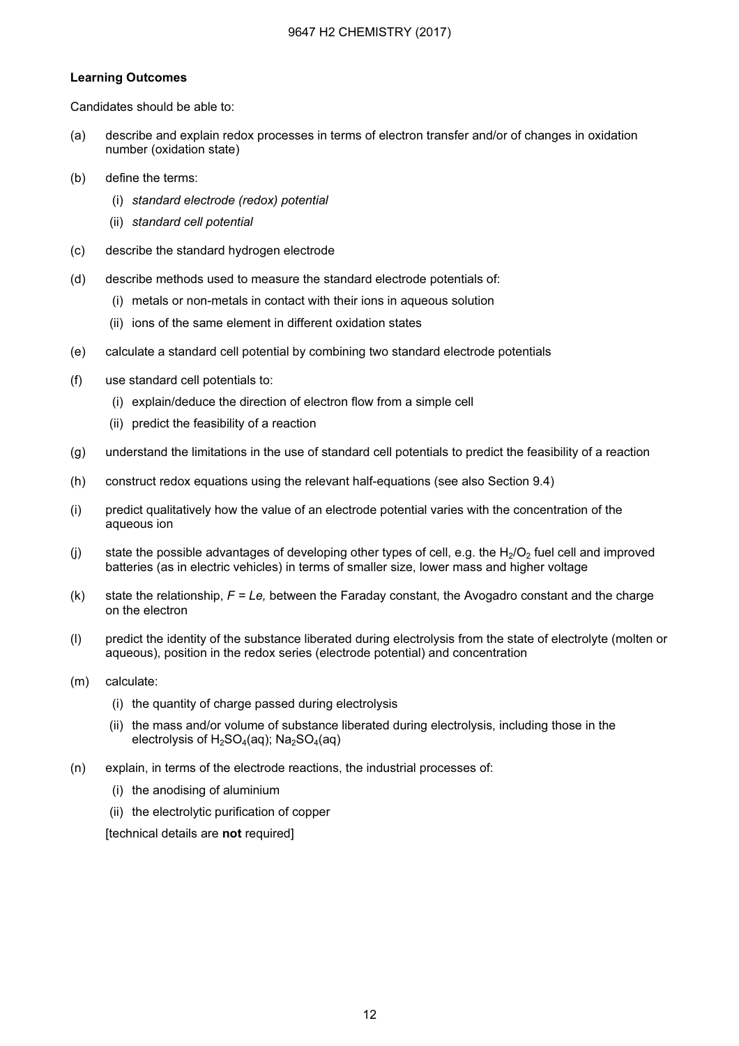**Learning Outcomes**

Candidates should be able to:

(a) describe and explain redox processes in terms of electron transfer and/or of changes in oxidation number (oxidation state)

(b) define the terms:

  (i) *standard electrode (redox) potential*

  (ii) *standard cell potential*

(c) describe the standard hydrogen electrode

(d) describe methods used to measure the standard electrode potentials of:

  (i) metals or non-metals in contact with their ions in aqueous solution

  (ii) ions of the same element in different oxidation states

(e) calculate a standard cell potential by combining two standard electrode potentials

(f) use standard cell potentials to:

  (i) explain/deduce the direction of electron flow from a simple cell

  (ii) predict the feasibility of a reaction

(g) understand the limitations in the use of standard cell potentials to predict the feasibility of a reaction

(h) construct redox equations using the relevant half-equations (see also Section 9.4)

(i) predict qualitatively how the value of an electrode potential varies with the concentration of the aqueous ion

(j) state the possible advantages of developing other types of cell, e.g. the $H_2/O_2$ fuel cell and improved batteries (as in electric vehicles) in terms of smaller size, lower mass and higher voltage

(k) state the relationship, $F = Le$, between the Faraday constant, the Avogadro constant and the charge on the electron

(l) predict the identity of the substance liberated during electrolysis from the state of electrolyte (molten or aqueous), position in the redox series (electrode potential) and concentration

(m) calculate:

  (i) the quantity of charge passed during electrolysis

  (ii) the mass and/or volume of substance liberated during electrolysis, including those in the electrolysis of $H_2SO_4$(aq); $Na_2SO_4$(aq)

(n) explain, in terms of the electrode reactions, the industrial processes of:

  (i) the anodising of aluminium

  (ii) the electrolytic purification of copper

  [technical details are **not** required]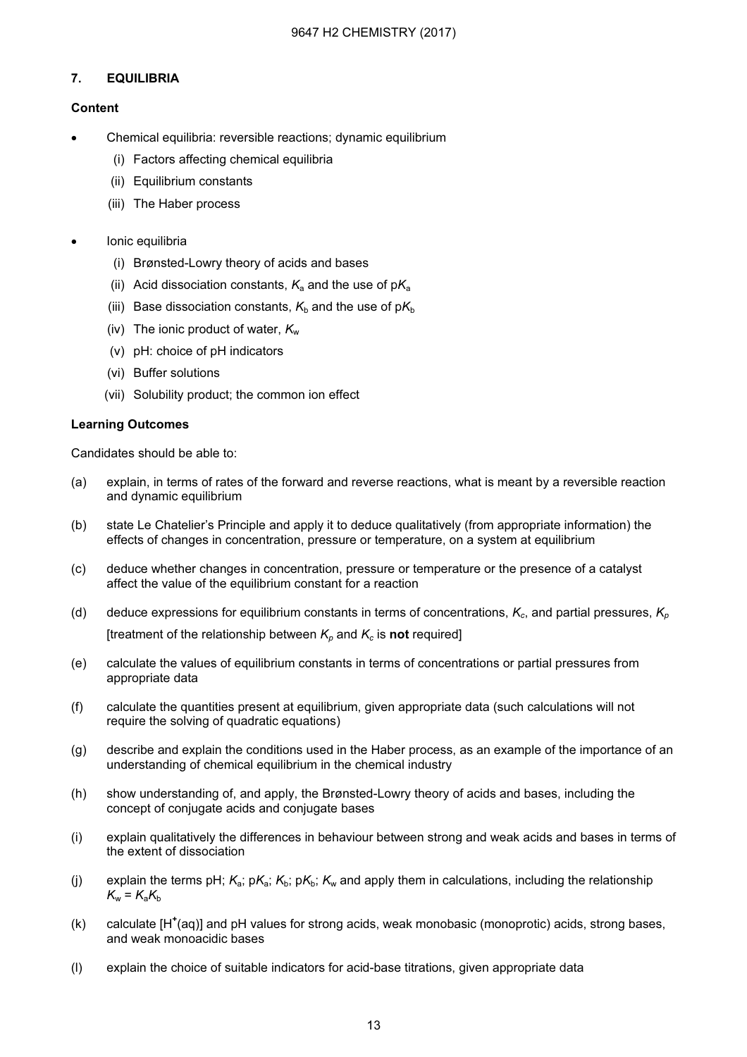## 7. EQUILIBRIA

### Content

- Chemical equilibria: reversible reactions; dynamic equilibrium
  - (i) Factors affecting chemical equilibria
  - (ii) Equilibrium constants
  - (iii) The Haber process
- Ionic equilibria
  - (i) Brønsted-Lowry theory of acids and bases
  - (ii) Acid dissociation constants, $K_a$ and the use of p$K_a$
  - (iii) Base dissociation constants, $K_b$ and the use of p$K_b$
  - (iv) The ionic product of water, $K_w$
  - (v) pH: choice of pH indicators
  - (vi) Buffer solutions
  - (vii) Solubility product; the common ion effect

### Learning Outcomes

Candidates should be able to:

(a) explain, in terms of rates of the forward and reverse reactions, what is meant by a reversible reaction and dynamic equilibrium

(b) state Le Chatelier's Principle and apply it to deduce qualitatively (from appropriate information) the effects of changes in concentration, pressure or temperature, on a system at equilibrium

(c) deduce whether changes in concentration, pressure or temperature or the presence of a catalyst affect the value of the equilibrium constant for a reaction

(d) deduce expressions for equilibrium constants in terms of concentrations, $K_c$, and partial pressures, $K_p$
[treatment of the relationship between $K_p$ and $K_c$ is **not** required]

(e) calculate the values of equilibrium constants in terms of concentrations or partial pressures from appropriate data

(f) calculate the quantities present at equilibrium, given appropriate data (such calculations will not require the solving of quadratic equations)

(g) describe and explain the conditions used in the Haber process, as an example of the importance of an understanding of chemical equilibrium in the chemical industry

(h) show understanding of, and apply, the Brønsted-Lowry theory of acids and bases, including the concept of conjugate acids and conjugate bases

(i) explain qualitatively the differences in behaviour between strong and weak acids and bases in terms of the extent of dissociation

(j) explain the terms pH; $K_a$; p$K_a$; $K_b$; p$K_b$; $K_w$ and apply them in calculations, including the relationship $K_w = K_aK_b$

(k) calculate [$H^+$(aq)] and pH values for strong acids, weak monobasic (monoprotic) acids, strong bases, and weak monoacidic bases

(l) explain the choice of suitable indicators for acid-base titrations, given appropriate data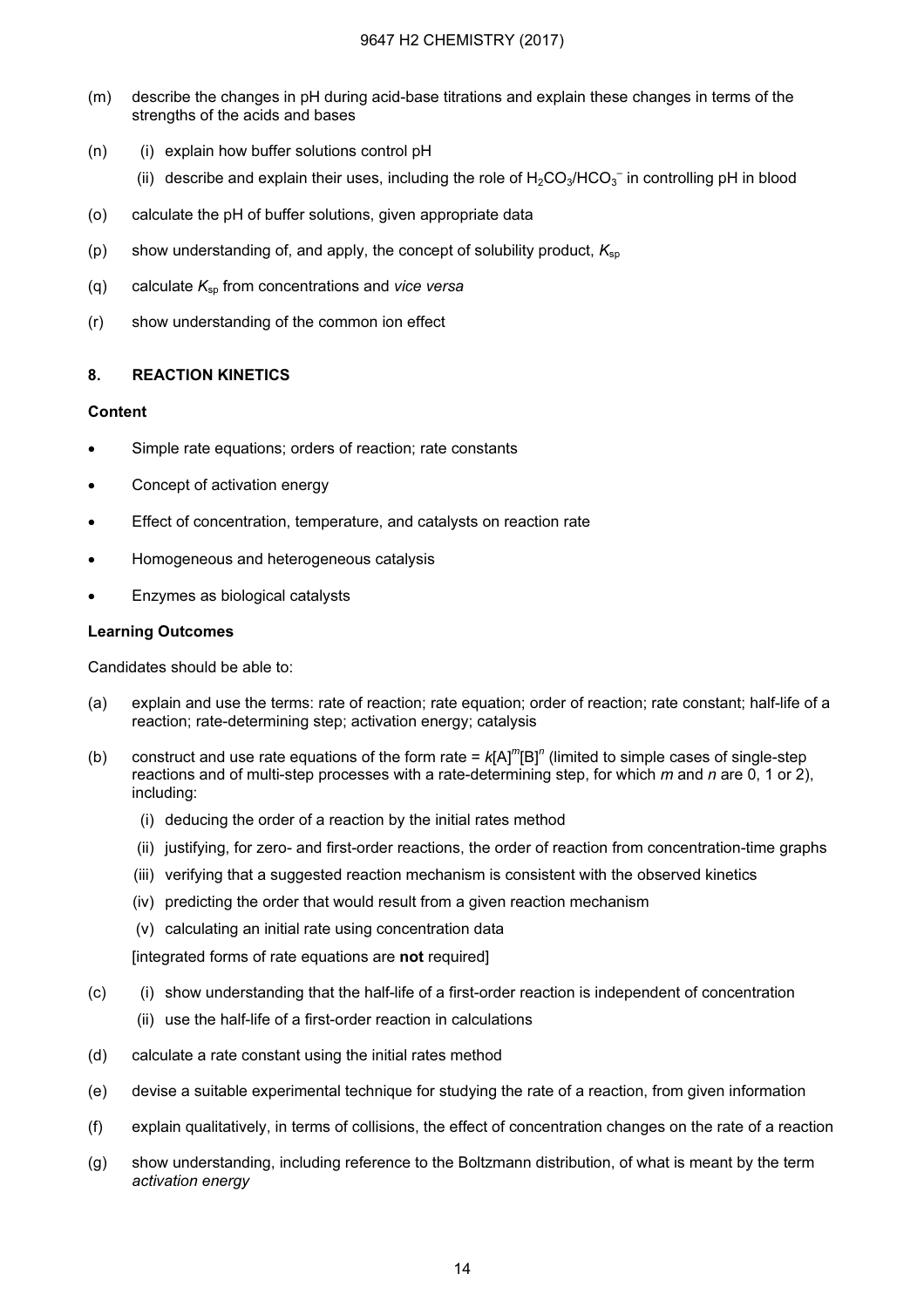(m) describe the changes in pH during acid-base titrations and explain these changes in terms of the strengths of the acids and bases

(n) (i) explain how buffer solutions control pH

(ii) describe and explain their uses, including the role of $H_2CO_3/HCO_3^-$ in controlling pH in blood

(o) calculate the pH of buffer solutions, given appropriate data

(p) show understanding of, and apply, the concept of solubility product, $K_{sp}$

(q) calculate $K_{sp}$ from concentrations and *vice versa*

(r) show understanding of the common ion effect

## 8. REACTION KINETICS

**Content**

- Simple rate equations; orders of reaction; rate constants
- Concept of activation energy
- Effect of concentration, temperature, and catalysts on reaction rate
- Homogeneous and heterogeneous catalysis
- Enzymes as biological catalysts

**Learning Outcomes**

Candidates should be able to:

(a) explain and use the terms: rate of reaction; rate equation; order of reaction; rate constant; half-life of a reaction; rate-determining step; activation energy; catalysis

(b) construct and use rate equations of the form rate = $k[A]^m[B]^n$ (limited to simple cases of single-step reactions and of multi-step processes with a rate-determining step, for which $m$ and $n$ are 0, 1 or 2), including:

(i) deducing the order of a reaction by the initial rates method

(ii) justifying, for zero- and first-order reactions, the order of reaction from concentration-time graphs

(iii) verifying that a suggested reaction mechanism is consistent with the observed kinetics

(iv) predicting the order that would result from a given reaction mechanism

(v) calculating an initial rate using concentration data

[integrated forms of rate equations are **not** required]

(c) (i) show understanding that the half-life of a first-order reaction is independent of concentration

(ii) use the half-life of a first-order reaction in calculations

(d) calculate a rate constant using the initial rates method

(e) devise a suitable experimental technique for studying the rate of a reaction, from given information

(f) explain qualitatively, in terms of collisions, the effect of concentration changes on the rate of a reaction

(g) show understanding, including reference to the Boltzmann distribution, of what is meant by the term *activation energy*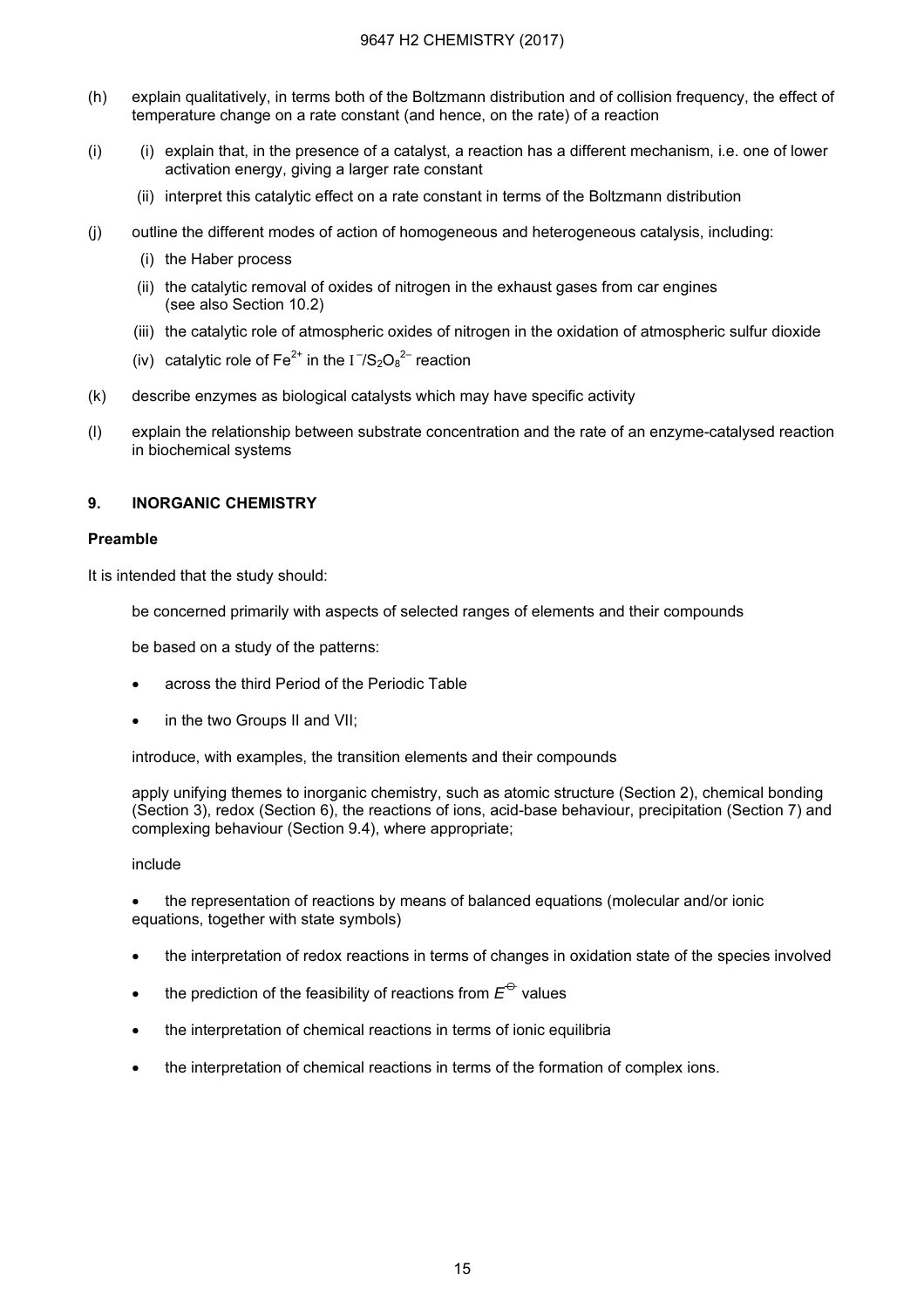(h) explain qualitatively, in terms both of the Boltzmann distribution and of collision frequency, the effect of temperature change on a rate constant (and hence, on the rate) of a reaction

(i) (i) explain that, in the presence of a catalyst, a reaction has a different mechanism, i.e. one of lower activation energy, giving a larger rate constant

(ii) interpret this catalytic effect on a rate constant in terms of the Boltzmann distribution

(j) outline the different modes of action of homogeneous and heterogeneous catalysis, including:

(i) the Haber process

(ii) the catalytic removal of oxides of nitrogen in the exhaust gases from car engines (see also Section 10.2)

(iii) the catalytic role of atmospheric oxides of nitrogen in the oxidation of atmospheric sulfur dioxide

(iv) catalytic role of $Fe^{2+}$ in the $I^-/S_2O_8^{2-}$ reaction

(k) describe enzymes as biological catalysts which may have specific activity

(l) explain the relationship between substrate concentration and the rate of an enzyme-catalysed reaction in biochemical systems

## 9. INORGANIC CHEMISTRY

**Preamble**

It is intended that the study should:

be concerned primarily with aspects of selected ranges of elements and their compounds

be based on a study of the patterns:

- across the third Period of the Periodic Table
- in the two Groups II and VII;

introduce, with examples, the transition elements and their compounds

apply unifying themes to inorganic chemistry, such as atomic structure (Section 2), chemical bonding (Section 3), redox (Section 6), the reactions of ions, acid-base behaviour, precipitation (Section 7) and complexing behaviour (Section 9.4), where appropriate;

include

- the representation of reactions by means of balanced equations (molecular and/or ionic equations, together with state symbols)
- the interpretation of redox reactions in terms of changes in oxidation state of the species involved
- the prediction of the feasibility of reactions from $E^{\ominus}$ values
- the interpretation of chemical reactions in terms of ionic equilibria
- the interpretation of chemical reactions in terms of the formation of complex ions.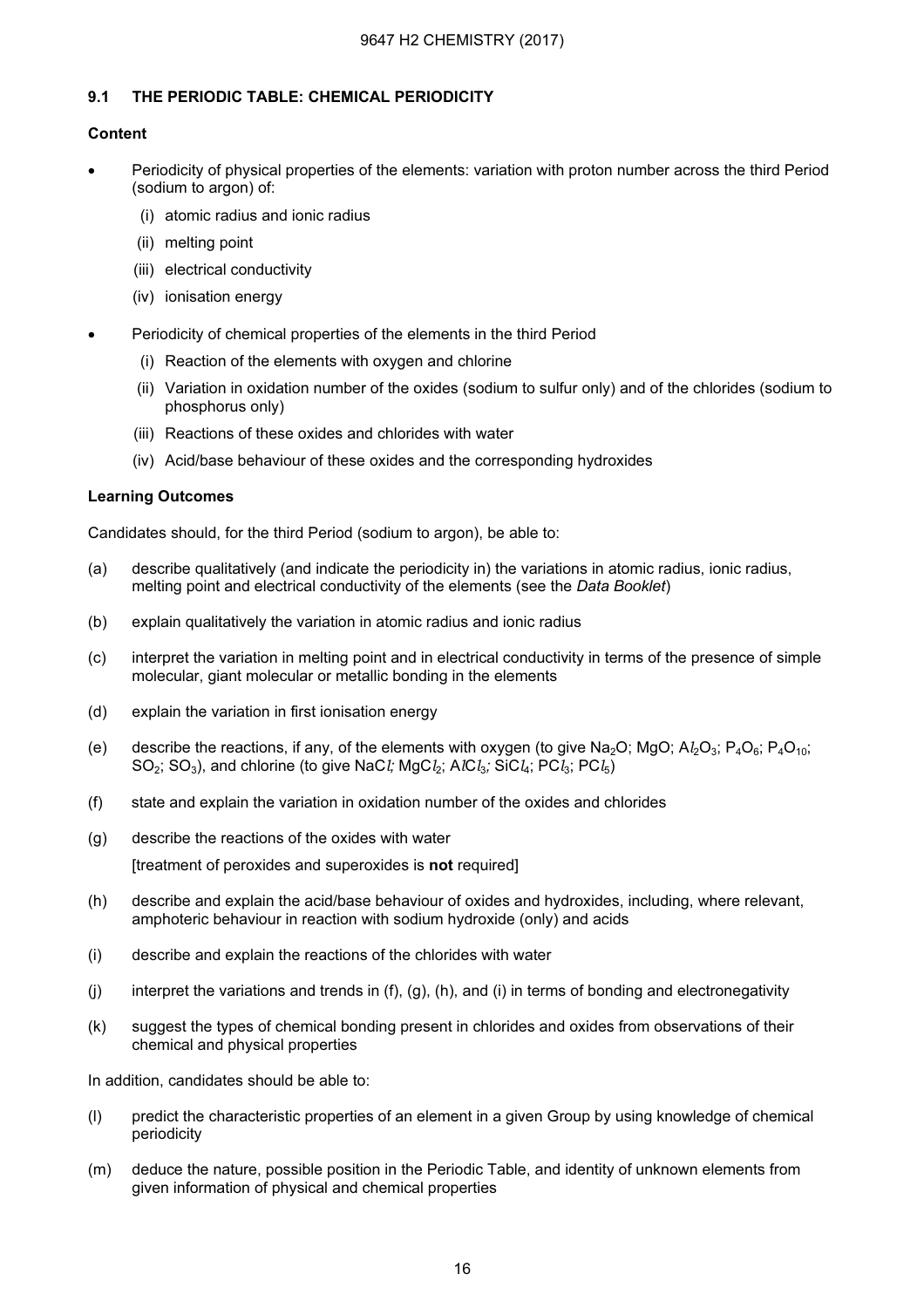### 9.1 THE PERIODIC TABLE: CHEMICAL PERIODICITY

**Content**

- Periodicity of physical properties of the elements: variation with proton number across the third Period (sodium to argon) of:
    - (i) atomic radius and ionic radius
    - (ii) melting point
    - (iii) electrical conductivity
    - (iv) ionisation energy
- Periodicity of chemical properties of the elements in the third Period
    - (i) Reaction of the elements with oxygen and chlorine
    - (ii) Variation in oxidation number of the oxides (sodium to sulfur only) and of the chlorides (sodium to phosphorus only)
    - (iii) Reactions of these oxides and chlorides with water
    - (iv) Acid/base behaviour of these oxides and the corresponding hydroxides

**Learning Outcomes**

Candidates should, for the third Period (sodium to argon), be able to:

(a) describe qualitatively (and indicate the periodicity in) the variations in atomic radius, ionic radius, melting point and electrical conductivity of the elements (see the *Data Booklet*)

(b) explain qualitatively the variation in atomic radius and ionic radius

(c) interpret the variation in melting point and in electrical conductivity in terms of the presence of simple molecular, giant molecular or metallic bonding in the elements

(d) explain the variation in first ionisation energy

(e) describe the reactions, if any, of the elements with oxygen (to give $Na_2O$; $MgO$; $Al_2O_3$; $P_4O_6$; $P_4O_{10}$; $SO_2$; $SO_3$), and chlorine (to give $NaCl$; $MgCl_2$; $AlCl_3$; $SiCl_4$; $PCl_3$; $PCl_5$)

(f) state and explain the variation in oxidation number of the oxides and chlorides

(g) describe the reactions of the oxides with water

[treatment of peroxides and superoxides is **not** required]

(h) describe and explain the acid/base behaviour of oxides and hydroxides, including, where relevant, amphoteric behaviour in reaction with sodium hydroxide (only) and acids

(i) describe and explain the reactions of the chlorides with water

(j) interpret the variations and trends in (f), (g), (h), and (i) in terms of bonding and electronegativity

(k) suggest the types of chemical bonding present in chlorides and oxides from observations of their chemical and physical properties

In addition, candidates should be able to:

(l) predict the characteristic properties of an element in a given Group by using knowledge of chemical periodicity

(m) deduce the nature, possible position in the Periodic Table, and identity of unknown elements from given information of physical and chemical properties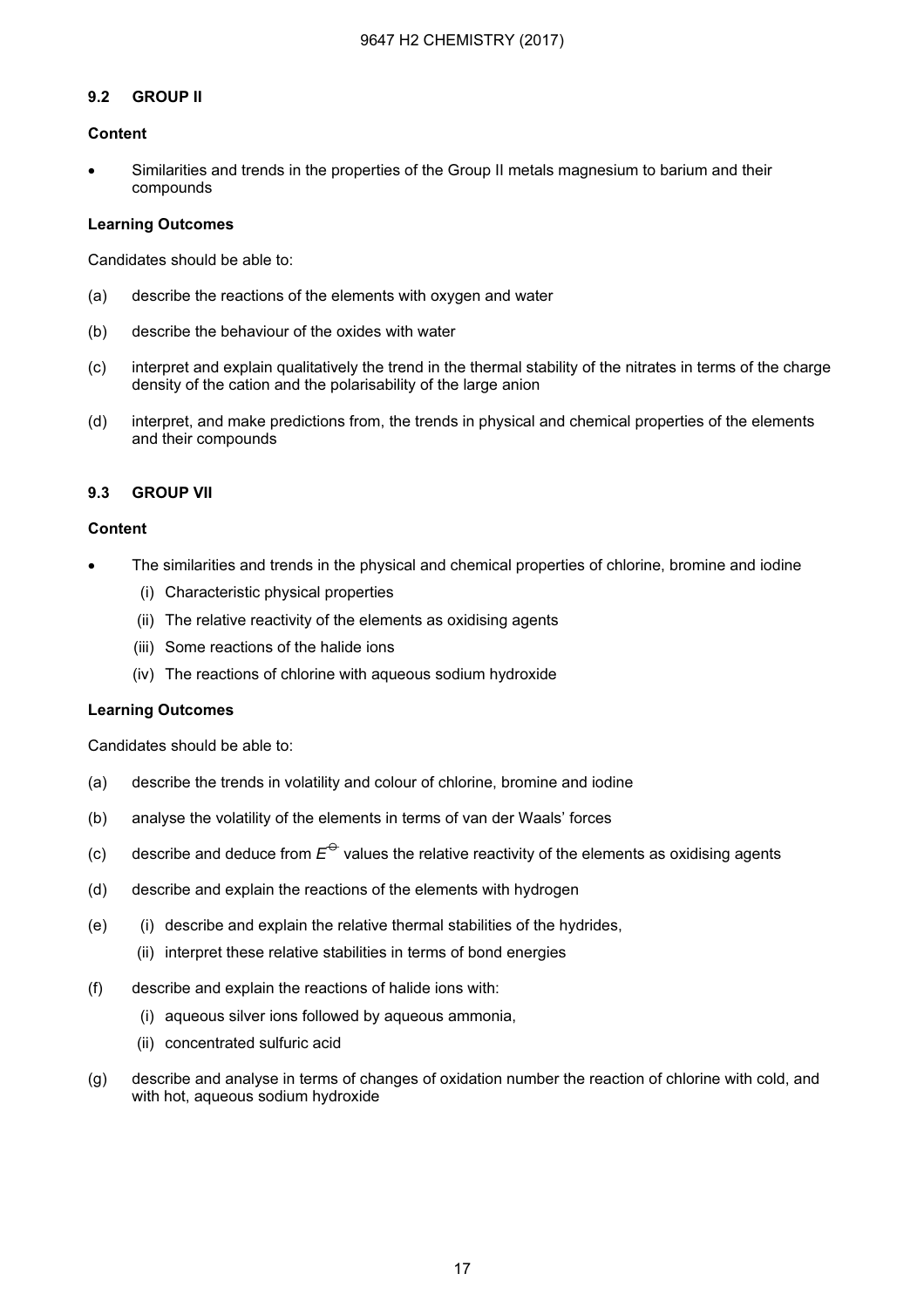### 9.2 GROUP II

**Content**

- Similarities and trends in the properties of the Group II metals magnesium to barium and their compounds

**Learning Outcomes**

Candidates should be able to:

(a) describe the reactions of the elements with oxygen and water

(b) describe the behaviour of the oxides with water

(c) interpret and explain qualitatively the trend in the thermal stability of the nitrates in terms of the charge density of the cation and the polarisability of the large anion

(d) interpret, and make predictions from, the trends in physical and chemical properties of the elements and their compounds

### 9.3 GROUP VII

**Content**

- The similarities and trends in the physical and chemical properties of chlorine, bromine and iodine
  - (i) Characteristic physical properties
  - (ii) The relative reactivity of the elements as oxidising agents
  - (iii) Some reactions of the halide ions
  - (iv) The reactions of chlorine with aqueous sodium hydroxide

**Learning Outcomes**

Candidates should be able to:

(a) describe the trends in volatility and colour of chlorine, bromine and iodine

(b) analyse the volatility of the elements in terms of van der Waals' forces

(c) describe and deduce from $E^{\ominus}$ values the relative reactivity of the elements as oxidising agents

(d) describe and explain the reactions of the elements with hydrogen

(e) (i) describe and explain the relative thermal stabilities of the hydrides,
   (ii) interpret these relative stabilities in terms of bond energies

(f) describe and explain the reactions of halide ions with:
   (i) aqueous silver ions followed by aqueous ammonia,
   (ii) concentrated sulfuric acid

(g) describe and analyse in terms of changes of oxidation number the reaction of chlorine with cold, and with hot, aqueous sodium hydroxide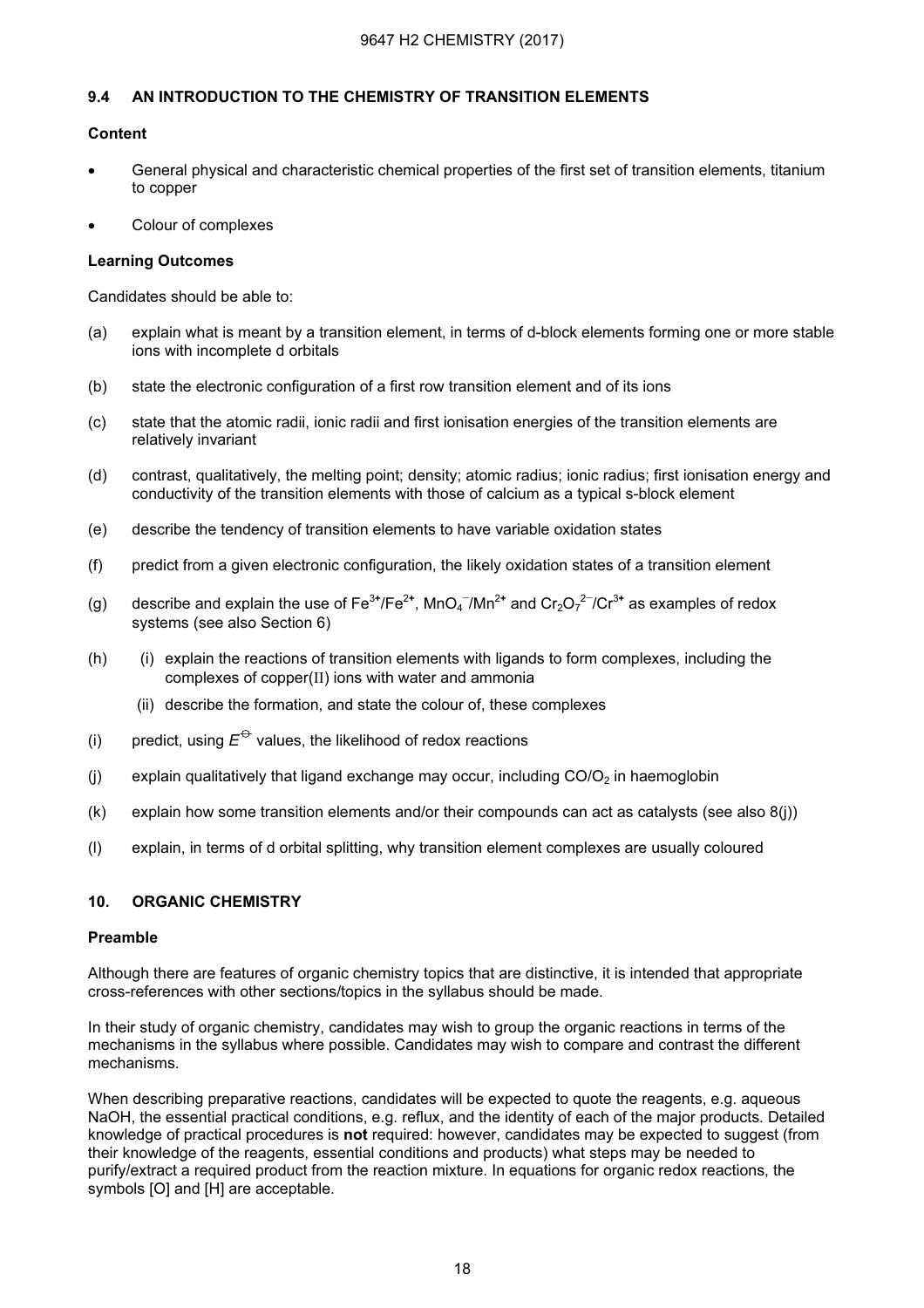## 9.4 AN INTRODUCTION TO THE CHEMISTRY OF TRANSITION ELEMENTS

**Content**

- General physical and characteristic chemical properties of the first set of transition elements, titanium to copper
- Colour of complexes

**Learning Outcomes**

Candidates should be able to:

(a) explain what is meant by a transition element, in terms of d-block elements forming one or more stable ions with incomplete d orbitals

(b) state the electronic configuration of a first row transition element and of its ions

(c) state that the atomic radii, ionic radii and first ionisation energies of the transition elements are relatively invariant

(d) contrast, qualitatively, the melting point; density; atomic radius; ionic radius; first ionisation energy and conductivity of the transition elements with those of calcium as a typical s-block element

(e) describe the tendency of transition elements to have variable oxidation states

(f) predict from a given electronic configuration, the likely oxidation states of a transition element

(g) describe and explain the use of $Fe^{3+}/Fe^{2+}$, $MnO_4^-/Mn^{2+}$ and $Cr_2O_7^{2-}/Cr^{3+}$ as examples of redox systems (see also Section 6)

(h) (i) explain the reactions of transition elements with ligands to form complexes, including the complexes of copper(II) ions with water and ammonia

(ii) describe the formation, and state the colour of, these complexes

(i) predict, using $E^{\ominus}$ values, the likelihood of redox reactions

(j) explain qualitatively that ligand exchange may occur, including $CO/O_2$ in haemoglobin

(k) explain how some transition elements and/or their compounds can act as catalysts (see also 8(j))

(l) explain, in terms of d orbital splitting, why transition element complexes are usually coloured

## 10. ORGANIC CHEMISTRY

**Preamble**

Although there are features of organic chemistry topics that are distinctive, it is intended that appropriate cross-references with other sections/topics in the syllabus should be made.

In their study of organic chemistry, candidates may wish to group the organic reactions in terms of the mechanisms in the syllabus where possible. Candidates may wish to compare and contrast the different mechanisms.

When describing preparative reactions, candidates will be expected to quote the reagents, e.g. aqueous NaOH, the essential practical conditions, e.g. reflux, and the identity of each of the major products. Detailed knowledge of practical procedures is **not** required: however, candidates may be expected to suggest (from their knowledge of the reagents, essential conditions and products) what steps may be needed to purify/extract a required product from the reaction mixture. In equations for organic redox reactions, the symbols [O] and [H] are acceptable.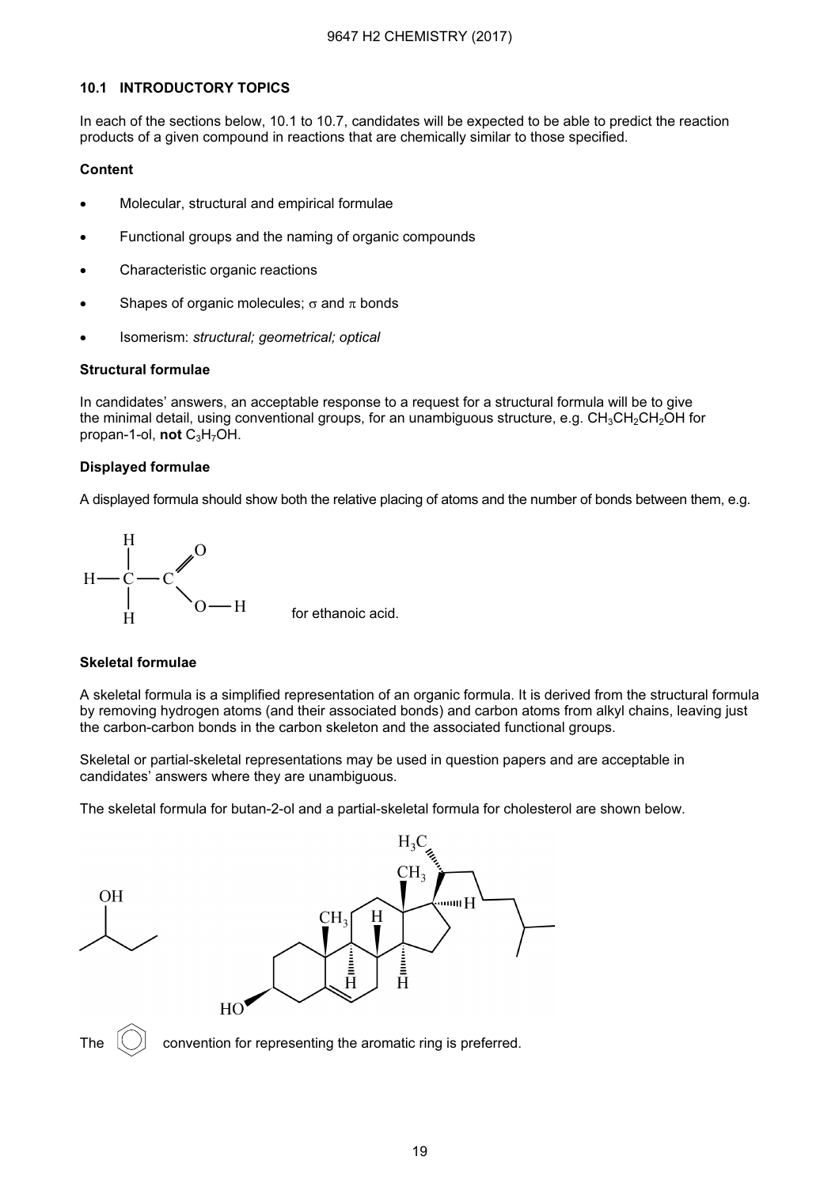### 10.1 INTRODUCTORY TOPICS

In each of the sections below, 10.1 to 10.7, candidates will be expected to be able to predict the reaction products of a given compound in reactions that are chemically similar to those specified.

**Content**

- Molecular, structural and empirical formulae
- Functional groups and the naming of organic compounds
- Characteristic organic reactions
- Shapes of organic molecules; $\sigma$ and $\pi$ bonds
- Isomerism: *structural; geometrical; optical*

**Structural formulae**

In candidates' answers, an acceptable response to a request for a structural formula will be to give the minimal detail, using conventional groups, for an unambiguous structure, e.g. $CH_3CH_2CH_2OH$ for propan-1-ol, **not** $C_3H_7OH$.

**Displayed formulae**

A displayed formula should show both the relative placing of atoms and the number of bonds between them, e.g.

for ethanoic acid.

**Skeletal formulae**

A skeletal formula is a simplified representation of an organic formula. It is derived from the structural formula by removing hydrogen atoms (and their associated bonds) and carbon atoms from alkyl chains, leaving just the carbon-carbon bonds in the carbon skeleton and the associated functional groups.

Skeletal or partial-skeletal representations may be used in question papers and are acceptable in candidates' answers where they are unambiguous.

The skeletal formula for butan-2-ol and a partial-skeletal formula for cholesterol are shown below.

The convention for representing the aromatic ring is preferred.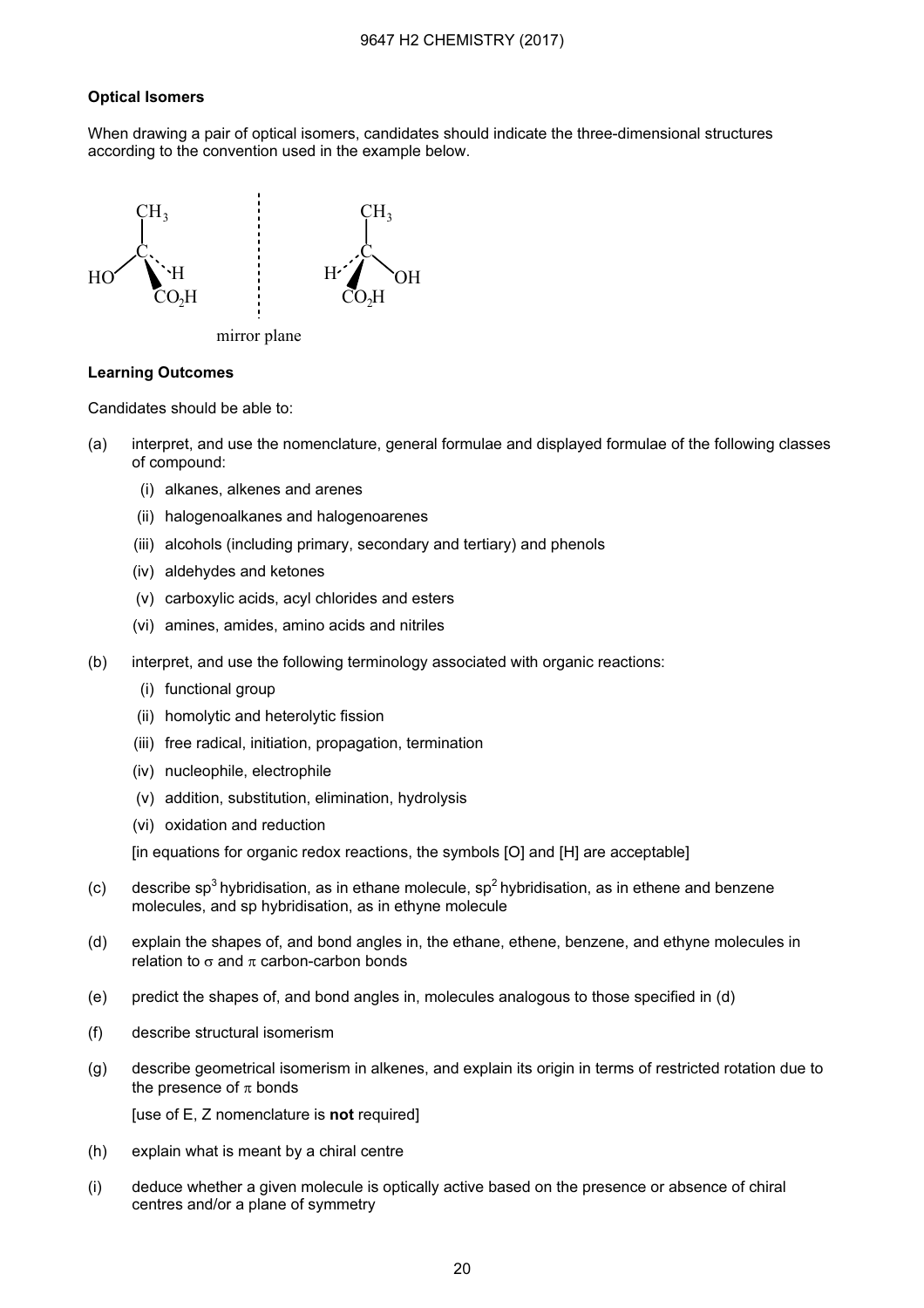**Optical Isomers**

When drawing a pair of optical isomers, candidates should indicate the three-dimensional structures according to the convention used in the example below.

mirror plane

**Learning Outcomes**

Candidates should be able to:

(a) interpret, and use the nomenclature, general formulae and displayed formulae of the following classes of compound:

- (i) alkanes, alkenes and arenes
- (ii) halogenoalkanes and halogenoarenes
- (iii) alcohols (including primary, secondary and tertiary) and phenols
- (iv) aldehydes and ketones
- (v) carboxylic acids, acyl chlorides and esters
- (vi) amines, amides, amino acids and nitriles

(b) interpret, and use the following terminology associated with organic reactions:

- (i) functional group
- (ii) homolytic and heterolytic fission
- (iii) free radical, initiation, propagation, termination
- (iv) nucleophile, electrophile
- (v) addition, substitution, elimination, hydrolysis
- (vi) oxidation and reduction

[in equations for organic redox reactions, the symbols [O] and [H] are acceptable]

(c) describe $sp^3$ hybridisation, as in ethane molecule, $sp^2$ hybridisation, as in ethene and benzene molecules, and sp hybridisation, as in ethyne molecule

(d) explain the shapes of, and bond angles in, the ethane, ethene, benzene, and ethyne molecules in relation to $\sigma$ and $\pi$ carbon-carbon bonds

(e) predict the shapes of, and bond angles in, molecules analogous to those specified in (d)

(f) describe structural isomerism

(g) describe geometrical isomerism in alkenes, and explain its origin in terms of restricted rotation due to the presence of $\pi$ bonds

[use of E, Z nomenclature is **not** required]

(h) explain what is meant by a chiral centre

(i) deduce whether a given molecule is optically active based on the presence or absence of chiral centres and/or a plane of symmetry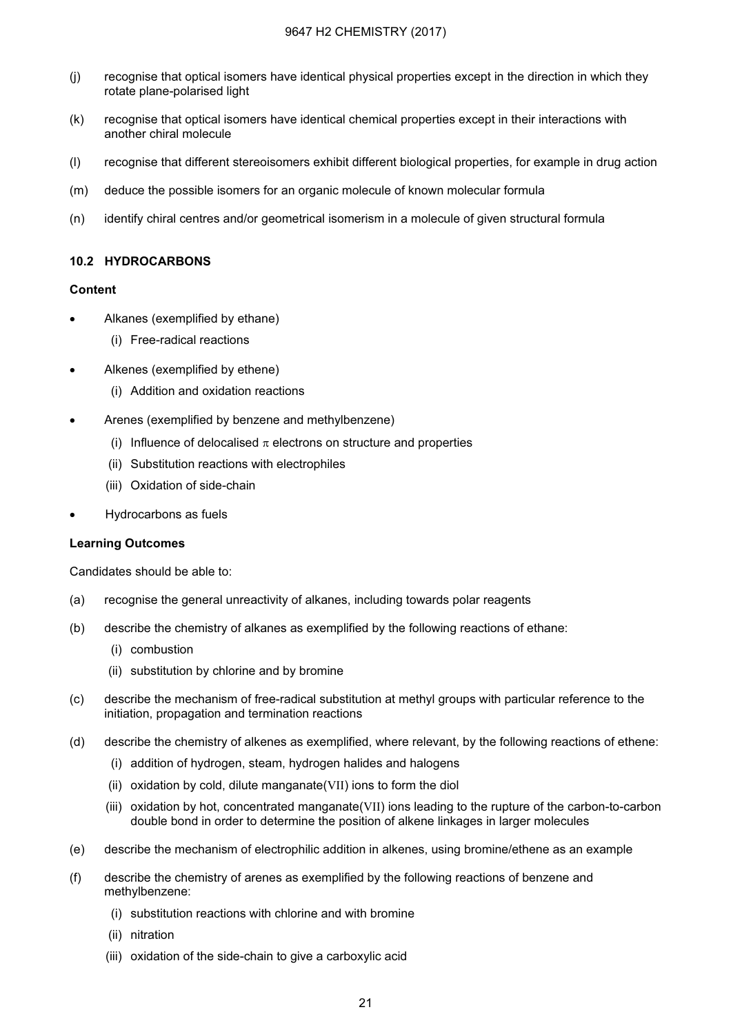(j) recognise that optical isomers have identical physical properties except in the direction in which they rotate plane-polarised light

(k) recognise that optical isomers have identical chemical properties except in their interactions with another chiral molecule

(l) recognise that different stereoisomers exhibit different biological properties, for example in drug action

(m) deduce the possible isomers for an organic molecule of known molecular formula

(n) identify chiral centres and/or geometrical isomerism in a molecule of given structural formula

### 10.2 HYDROCARBONS

**Content**

- Alkanes (exemplified by ethane)
  - (i) Free-radical reactions
- Alkenes (exemplified by ethene)
  - (i) Addition and oxidation reactions
- Arenes (exemplified by benzene and methylbenzene)
  - (i) Influence of delocalised $\pi$ electrons on structure and properties
  - (ii) Substitution reactions with electrophiles
  - (iii) Oxidation of side-chain
- Hydrocarbons as fuels

**Learning Outcomes**

Candidates should be able to:

(a) recognise the general unreactivity of alkanes, including towards polar reagents

(b) describe the chemistry of alkanes as exemplified by the following reactions of ethane:
  - (i) combustion
  - (ii) substitution by chlorine and by bromine

(c) describe the mechanism of free-radical substitution at methyl groups with particular reference to the initiation, propagation and termination reactions

(d) describe the chemistry of alkenes as exemplified, where relevant, by the following reactions of ethene:
  - (i) addition of hydrogen, steam, hydrogen halides and halogens
  - (ii) oxidation by cold, dilute manganate(VII) ions to form the diol
  - (iii) oxidation by hot, concentrated manganate(VII) ions leading to the rupture of the carbon-to-carbon double bond in order to determine the position of alkene linkages in larger molecules

(e) describe the mechanism of electrophilic addition in alkenes, using bromine/ethene as an example

(f) describe the chemistry of arenes as exemplified by the following reactions of benzene and methylbenzene:
  - (i) substitution reactions with chlorine and with bromine
  - (ii) nitration
  - (iii) oxidation of the side-chain to give a carboxylic acid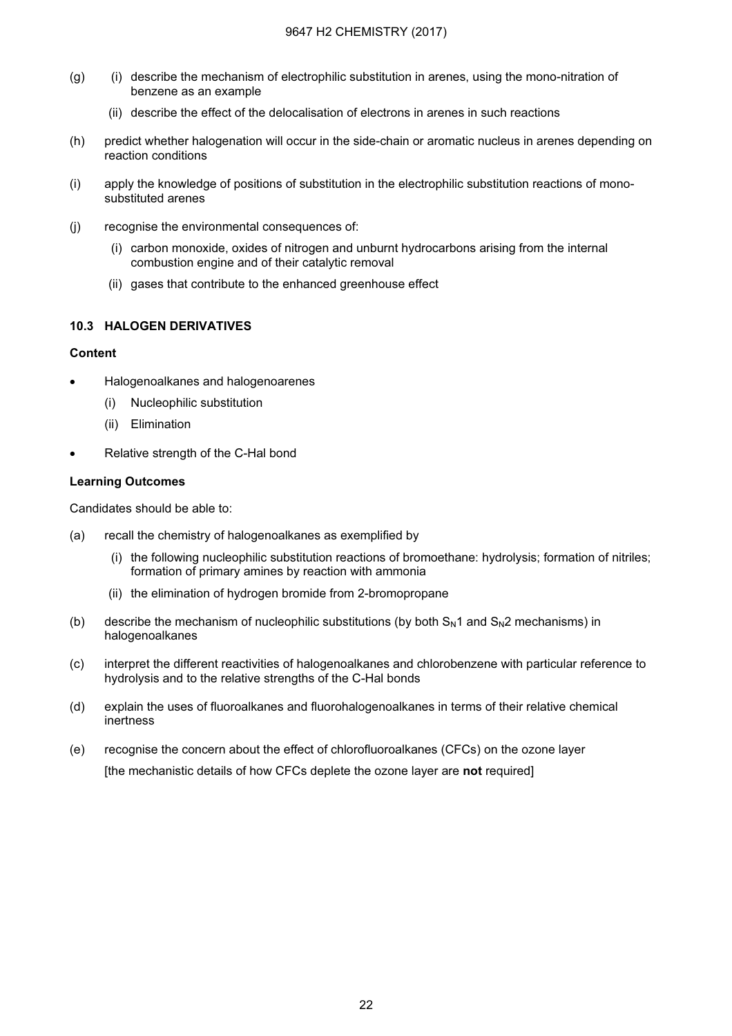(g) (i) describe the mechanism of electrophilic substitution in arenes, using the mono-nitration of benzene as an example

(ii) describe the effect of the delocalisation of electrons in arenes in such reactions

(h) predict whether halogenation will occur in the side-chain or aromatic nucleus in arenes depending on reaction conditions

(i) apply the knowledge of positions of substitution in the electrophilic substitution reactions of mono-substituted arenes

(j) recognise the environmental consequences of:

(i) carbon monoxide, oxides of nitrogen and unburnt hydrocarbons arising from the internal combustion engine and of their catalytic removal

(ii) gases that contribute to the enhanced greenhouse effect

### 10.3 HALOGEN DERIVATIVES

**Content**

- Halogenoalkanes and halogenoarenes
  - (i) Nucleophilic substitution
  - (ii) Elimination
- Relative strength of the C-Hal bond

**Learning Outcomes**

Candidates should be able to:

(a) recall the chemistry of halogenoalkanes as exemplified by

(i) the following nucleophilic substitution reactions of bromoethane: hydrolysis; formation of nitriles; formation of primary amines by reaction with ammonia

(ii) the elimination of hydrogen bromide from 2-bromopropane

(b) describe the mechanism of nucleophilic substitutions (by both $S_N1$ and $S_N2$ mechanisms) in halogenoalkanes

(c) interpret the different reactivities of halogenoalkanes and chlorobenzene with particular reference to hydrolysis and to the relative strengths of the C-Hal bonds

(d) explain the uses of fluoroalkanes and fluorohalogenoalkanes in terms of their relative chemical inertness

(e) recognise the concern about the effect of chlorofluoroalkanes (CFCs) on the ozone layer

[the mechanistic details of how CFCs deplete the ozone layer are **not** required]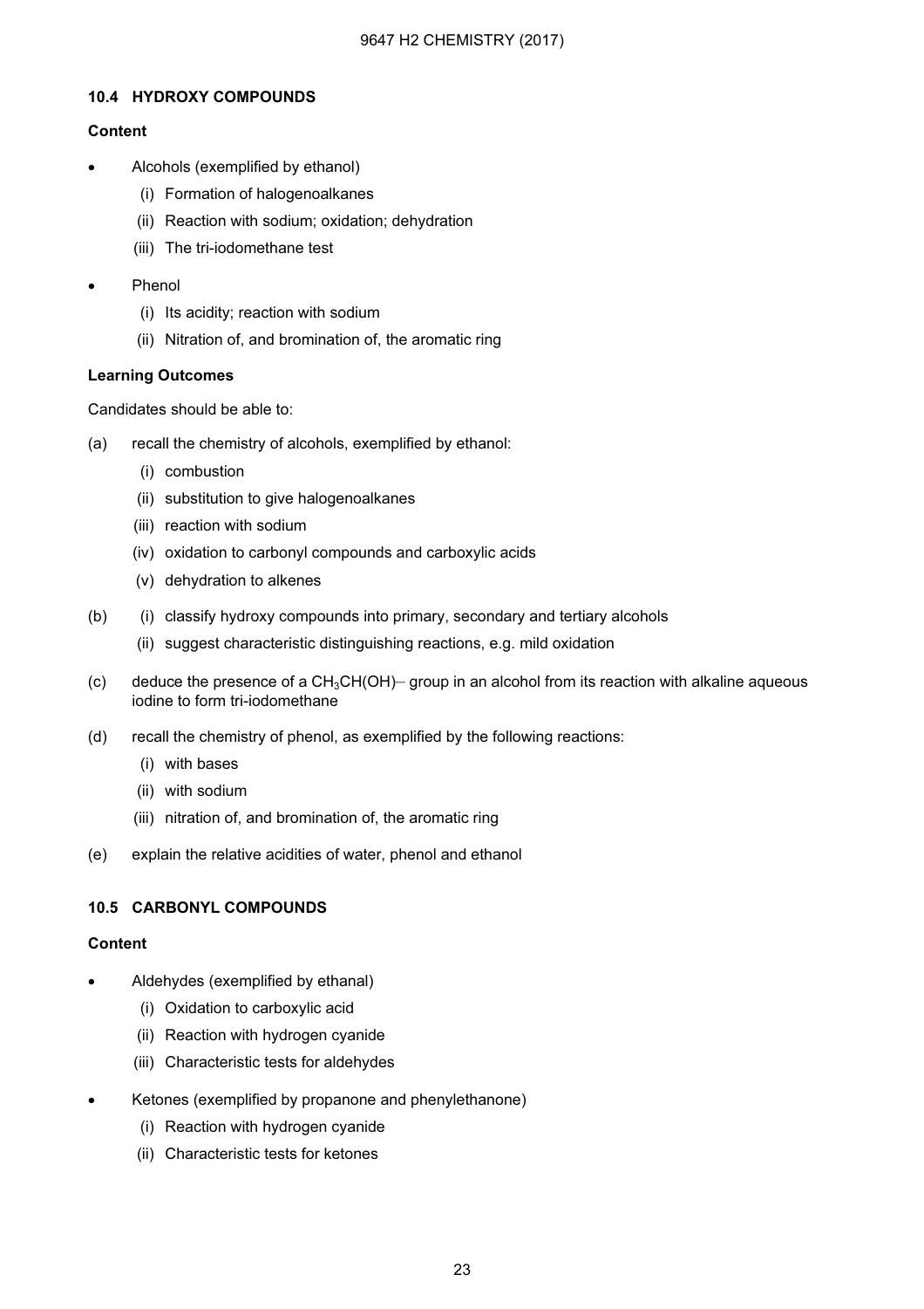### 10.4 HYDROXY COMPOUNDS

**Content**

- Alcohols (exemplified by ethanol)
  - (i) Formation of halogenoalkanes
  - (ii) Reaction with sodium; oxidation; dehydration
  - (iii) The tri-iodomethane test
- Phenol
  - (i) Its acidity; reaction with sodium
  - (ii) Nitration of, and bromination of, the aromatic ring

**Learning Outcomes**

Candidates should be able to:

(a) recall the chemistry of alcohols, exemplified by ethanol:
  - (i) combustion
  - (ii) substitution to give halogenoalkanes
  - (iii) reaction with sodium
  - (iv) oxidation to carbonyl compounds and carboxylic acids
  - (v) dehydration to alkenes

(b) (i) classify hydroxy compounds into primary, secondary and tertiary alcohols
  - (ii) suggest characteristic distinguishing reactions, e.g. mild oxidation

(c) deduce the presence of a $CH_3CH(OH)–$ group in an alcohol from its reaction with alkaline aqueous iodine to form tri-iodomethane

(d) recall the chemistry of phenol, as exemplified by the following reactions:
  - (i) with bases
  - (ii) with sodium
  - (iii) nitration of, and bromination of, the aromatic ring

(e) explain the relative acidities of water, phenol and ethanol

### 10.5 CARBONYL COMPOUNDS

**Content**

- Aldehydes (exemplified by ethanal)
  - (i) Oxidation to carboxylic acid
  - (ii) Reaction with hydrogen cyanide
  - (iii) Characteristic tests for aldehydes
- Ketones (exemplified by propanone and phenylethanone)
  - (i) Reaction with hydrogen cyanide
  - (ii) Characteristic tests for ketones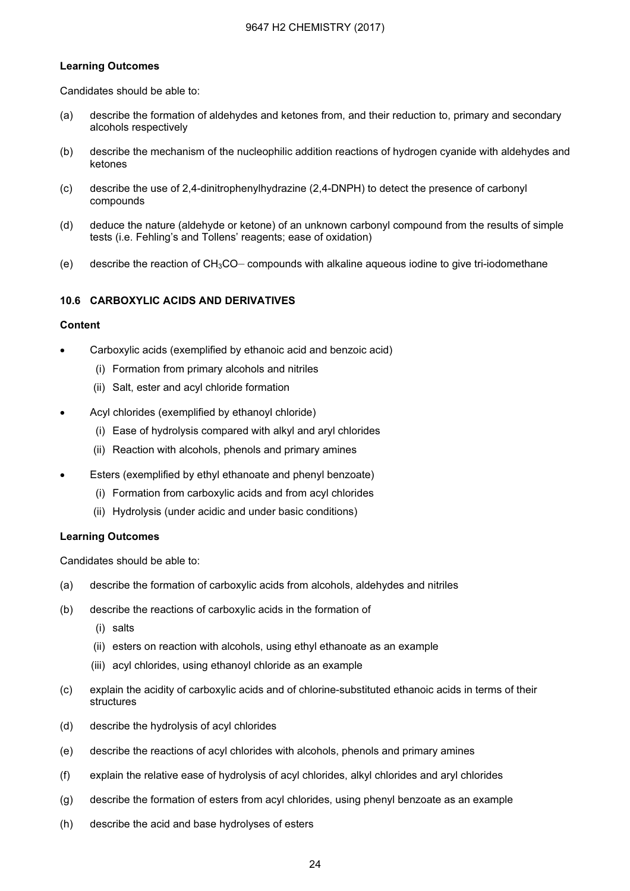**Learning Outcomes**

Candidates should be able to:

(a) describe the formation of aldehydes and ketones from, and their reduction to, primary and secondary alcohols respectively

(b) describe the mechanism of the nucleophilic addition reactions of hydrogen cyanide with aldehydes and ketones

(c) describe the use of 2,4-dinitrophenylhydrazine (2,4-DNPH) to detect the presence of carbonyl compounds

(d) deduce the nature (aldehyde or ketone) of an unknown carbonyl compound from the results of simple tests (i.e. Fehling's and Tollens' reagents; ease of oxidation)

(e) describe the reaction of $CH_3CO$– compounds with alkaline aqueous iodine to give tri-iodomethane

### 10.6 CARBOXYLIC ACIDS AND DERIVATIVES

**Content**

- Carboxylic acids (exemplified by ethanoic acid and benzoic acid)
  - (i) Formation from primary alcohols and nitriles
  - (ii) Salt, ester and acyl chloride formation
- Acyl chlorides (exemplified by ethanoyl chloride)
  - (i) Ease of hydrolysis compared with alkyl and aryl chlorides
  - (ii) Reaction with alcohols, phenols and primary amines
- Esters (exemplified by ethyl ethanoate and phenyl benzoate)
  - (i) Formation from carboxylic acids and from acyl chlorides
  - (ii) Hydrolysis (under acidic and under basic conditions)

**Learning Outcomes**

Candidates should be able to:

(a) describe the formation of carboxylic acids from alcohols, aldehydes and nitriles

(b) describe the reactions of carboxylic acids in the formation of
  - (i) salts
  - (ii) esters on reaction with alcohols, using ethyl ethanoate as an example
  - (iii) acyl chlorides, using ethanoyl chloride as an example

(c) explain the acidity of carboxylic acids and of chlorine-substituted ethanoic acids in terms of their structures

(d) describe the hydrolysis of acyl chlorides

(e) describe the reactions of acyl chlorides with alcohols, phenols and primary amines

(f) explain the relative ease of hydrolysis of acyl chlorides, alkyl chlorides and aryl chlorides

(g) describe the formation of esters from acyl chlorides, using phenyl benzoate as an example

(h) describe the acid and base hydrolyses of esters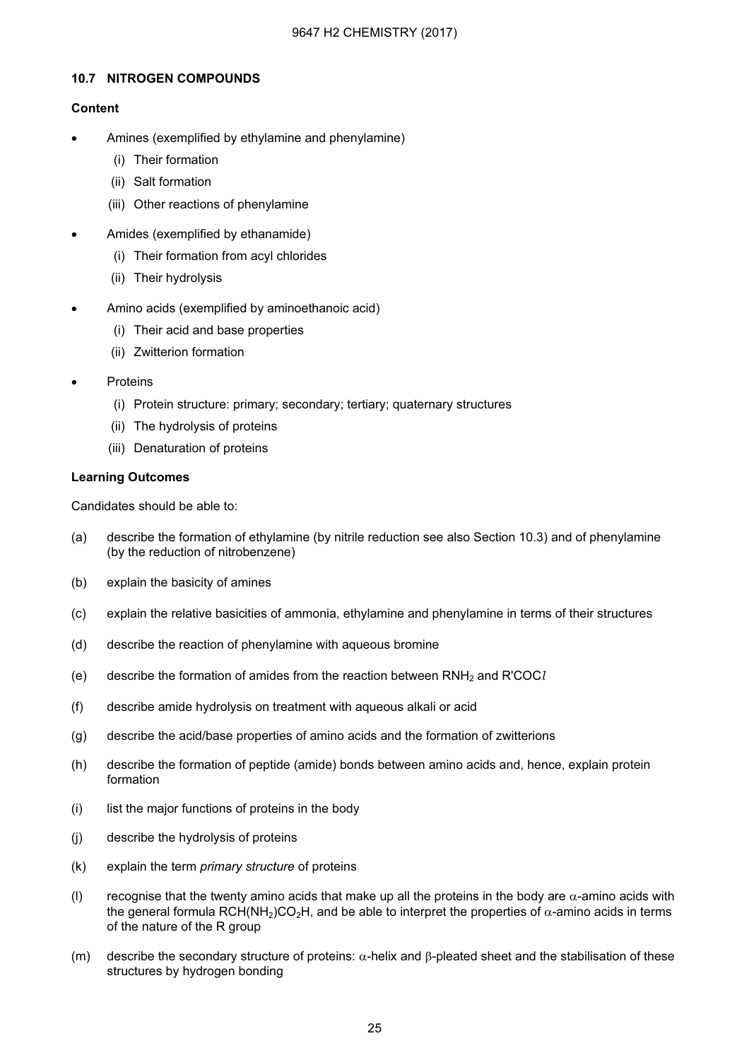### 10.7 NITROGEN COMPOUNDS

**Content**

- Amines (exemplified by ethylamine and phenylamine)
  - (i) Their formation
  - (ii) Salt formation
  - (iii) Other reactions of phenylamine
- Amides (exemplified by ethanamide)
  - (i) Their formation from acyl chlorides
  - (ii) Their hydrolysis
- Amino acids (exemplified by aminoethanoic acid)
  - (i) Their acid and base properties
  - (ii) Zwitterion formation
- Proteins
  - (i) Protein structure: primary; secondary; tertiary; quaternary structures
  - (ii) The hydrolysis of proteins
  - (iii) Denaturation of proteins

**Learning Outcomes**

Candidates should be able to:

(a) describe the formation of ethylamine (by nitrile reduction see also Section 10.3) and of phenylamine (by the reduction of nitrobenzene)

(b) explain the basicity of amines

(c) explain the relative basicities of ammonia, ethylamine and phenylamine in terms of their structures

(d) describe the reaction of phenylamine with aqueous bromine

(e) describe the formation of amides from the reaction between $RNH_2$ and $R'COCl$

(f) describe amide hydrolysis on treatment with aqueous alkali or acid

(g) describe the acid/base properties of amino acids and the formation of zwitterions

(h) describe the formation of peptide (amide) bonds between amino acids and, hence, explain protein formation

(i) list the major functions of proteins in the body

(j) describe the hydrolysis of proteins

(k) explain the term *primary structure* of proteins

(l) recognise that the twenty amino acids that make up all the proteins in the body are $\alpha$-amino acids with the general formula $RCH(NH_2)CO_2H$, and be able to interpret the properties of $\alpha$-amino acids in terms of the nature of the R group

(m) describe the secondary structure of proteins: $\alpha$-helix and $\beta$-pleated sheet and the stabilisation of these structures by hydrogen bonding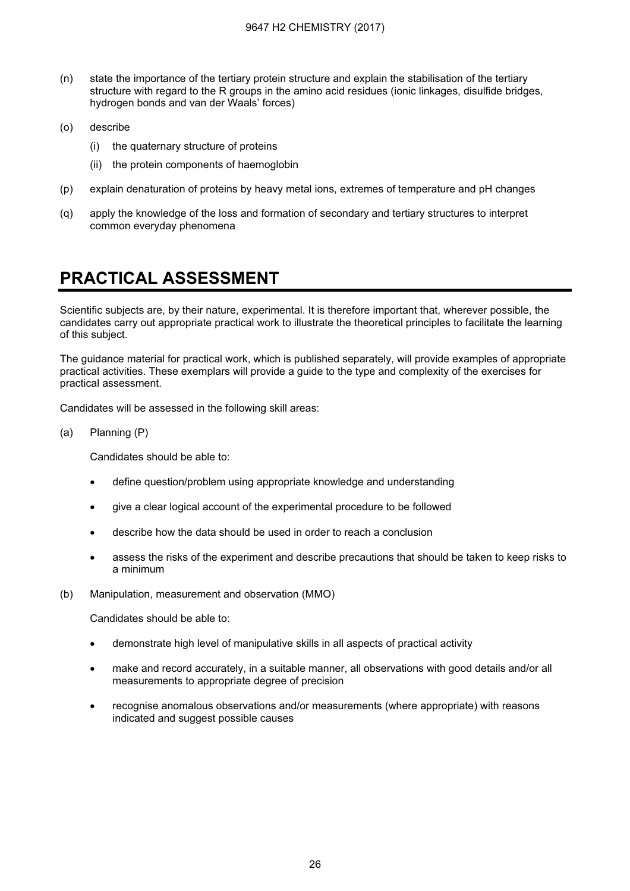(n) state the importance of the tertiary protein structure and explain the stabilisation of the tertiary structure with regard to the R groups in the amino acid residues (ionic linkages, disulfide bridges, hydrogen bonds and van der Waals' forces)

(o) describe

   (i) the quaternary structure of proteins

   (ii) the protein components of haemoglobin

(p) explain denaturation of proteins by heavy metal ions, extremes of temperature and pH changes

(q) apply the knowledge of the loss and formation of secondary and tertiary structures to interpret common everyday phenomena

# PRACTICAL ASSESSMENT

Scientific subjects are, by their nature, experimental. It is therefore important that, wherever possible, the candidates carry out appropriate practical work to illustrate the theoretical principles to facilitate the learning of this subject.

The guidance material for practical work, which is published separately, will provide examples of appropriate practical activities. These exemplars will provide a guide to the type and complexity of the exercises for practical assessment.

Candidates will be assessed in the following skill areas:

(a) Planning (P)

   Candidates should be able to:

   - define question/problem using appropriate knowledge and understanding
   - give a clear logical account of the experimental procedure to be followed
   - describe how the data should be used in order to reach a conclusion
   - assess the risks of the experiment and describe precautions that should be taken to keep risks to a minimum

(b) Manipulation, measurement and observation (MMO)

   Candidates should be able to:

   - demonstrate high level of manipulative skills in all aspects of practical activity
   - make and record accurately, in a suitable manner, all observations with good details and/or all measurements to appropriate degree of precision
   - recognise anomalous observations and/or measurements (where appropriate) with reasons indicated and suggest possible causes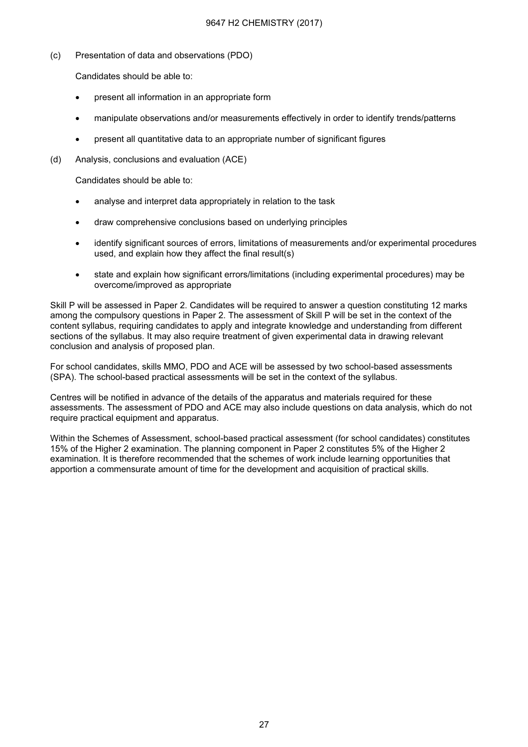(c) Presentation of data and observations (PDO)

Candidates should be able to:

- present all information in an appropriate form
- manipulate observations and/or measurements effectively in order to identify trends/patterns
- present all quantitative data to an appropriate number of significant figures

(d) Analysis, conclusions and evaluation (ACE)

Candidates should be able to:

- analyse and interpret data appropriately in relation to the task
- draw comprehensive conclusions based on underlying principles
- identify significant sources of errors, limitations of measurements and/or experimental procedures used, and explain how they affect the final result(s)
- state and explain how significant errors/limitations (including experimental procedures) may be overcome/improved as appropriate

Skill P will be assessed in Paper 2. Candidates will be required to answer a question constituting 12 marks among the compulsory questions in Paper 2. The assessment of Skill P will be set in the context of the content syllabus, requiring candidates to apply and integrate knowledge and understanding from different sections of the syllabus. It may also require treatment of given experimental data in drawing relevant conclusion and analysis of proposed plan.

For school candidates, skills MMO, PDO and ACE will be assessed by two school-based assessments (SPA). The school-based practical assessments will be set in the context of the syllabus.

Centres will be notified in advance of the details of the apparatus and materials required for these assessments. The assessment of PDO and ACE may also include questions on data analysis, which do not require practical equipment and apparatus.

Within the Schemes of Assessment, school-based practical assessment (for school candidates) constitutes 15% of the Higher 2 examination. The planning component in Paper 2 constitutes 5% of the Higher 2 examination. It is therefore recommended that the schemes of work include learning opportunities that apportion a commensurate amount of time for the development and acquisition of practical skills.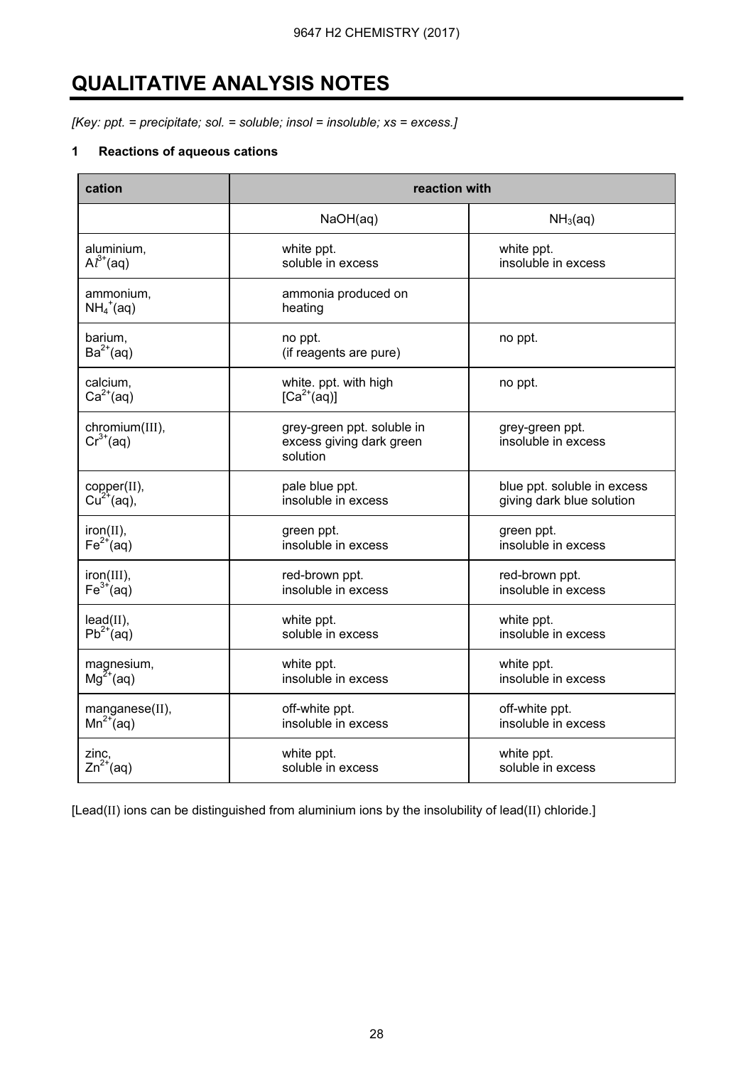# QUALITATIVE ANALYSIS NOTES

*[Key: ppt. = precipitate; sol. = soluble; insol = insoluble; xs = excess.]*

### 1 Reactions of aqueous cations

| cation | reaction with | |
|---|---|---|
| | NaOH(aq) | $NH_3$(aq) |
| aluminium, $Al^{3+}$(aq) | white ppt. soluble in excess | white ppt. insoluble in excess |
| ammonium, $NH_4^+$(aq) | ammonia produced on heating | |
| barium, $Ba^{2+}$(aq) | no ppt. (if reagents are pure) | no ppt. |
| calcium, $Ca^{2+}$(aq) | white. ppt. with high [$Ca^{2+}$(aq)] | no ppt. |
| chromium(III), $Cr^{3+}$(aq) | grey-green ppt. soluble in excess giving dark green solution | grey-green ppt. insoluble in excess |
| copper(II), $Cu^{2+}$(aq), | pale blue ppt. insoluble in excess | blue ppt. soluble in excess giving dark blue solution |
| iron(II), $Fe^{2+}$(aq) | green ppt. insoluble in excess | green ppt. insoluble in excess |
| iron(III), $Fe^{3+}$(aq) | red-brown ppt. insoluble in excess | red-brown ppt. insoluble in excess |
| lead(II), $Pb^{2+}$(aq) | white ppt. soluble in excess | white ppt. insoluble in excess |
| magnesium, $Mg^{2+}$(aq) | white ppt. insoluble in excess | white ppt. insoluble in excess |
| manganese(II), $Mn^{2+}$(aq) | off-white ppt. insoluble in excess | off-white ppt. insoluble in excess |
| zinc, $Zn^{2+}$(aq) | white ppt. soluble in excess | white ppt. soluble in excess |

[Lead(II) ions can be distinguished from aluminium ions by the insolubility of lead(II) chloride.]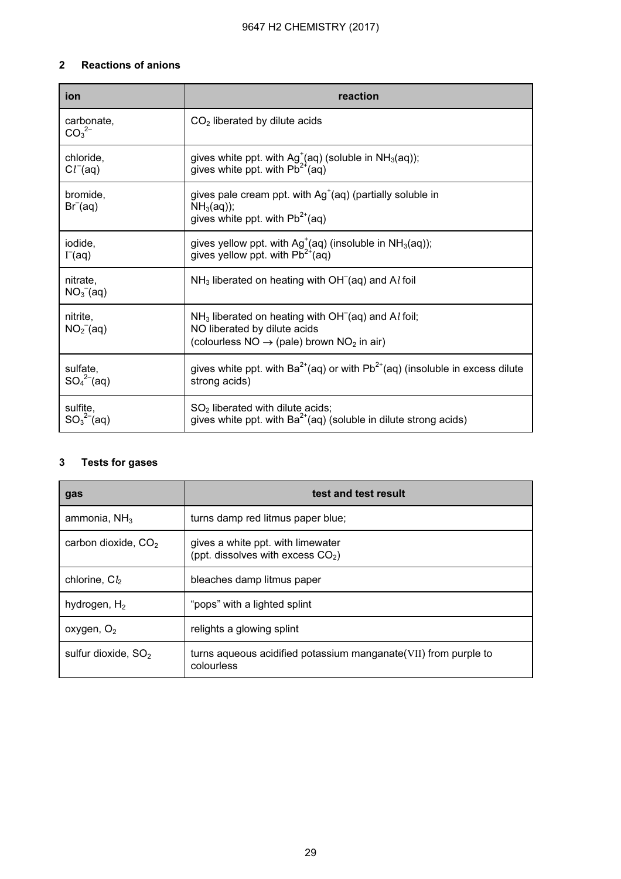## 2 Reactions of anions

| ion | reaction |
|---|---|
| carbonate, $CO_3^{2-}$ | $CO_2$ liberated by dilute acids |
| chloride, $Cl^-$(aq) | gives white ppt. with $Ag^+$(aq) (soluble in $NH_3$(aq)); gives white ppt. with $Pb^{2+}$(aq) |
| bromide, $Br^-$(aq) | gives pale cream ppt. with $Ag^+$(aq) (partially soluble in $NH_3$(aq)); gives white ppt. with $Pb^{2+}$(aq) |
| iodide, $I^-$(aq) | gives yellow ppt. with $Ag^+$(aq) (insoluble in $NH_3$(aq)); gives yellow ppt. with $Pb^{2+}$(aq) |
| nitrate, $NO_3^-$(aq) | $NH_3$ liberated on heating with $OH^-$(aq) and $Al$ foil |
| nitrite, $NO_2^-$(aq) | $NH_3$ liberated on heating with $OH^-$(aq) and $Al$ foil; NO liberated by dilute acids (colourless NO $\rightarrow$ (pale) brown $NO_2$ in air) |
| sulfate, $SO_4^{2-}$(aq) | gives white ppt. with $Ba^{2+}$(aq) or with $Pb^{2+}$(aq) (insoluble in excess dilute strong acids) |
| sulfite, $SO_3^{2-}$(aq) | $SO_2$ liberated with dilute acids; gives white ppt. with $Ba^{2+}$(aq) (soluble in dilute strong acids) |

## 3 Tests for gases

| gas | test and test result |
|---|---|
| ammonia, $NH_3$ | turns damp red litmus paper blue; |
| carbon dioxide, $CO_2$ | gives a white ppt. with limewater (ppt. dissolves with excess $CO_2$) |
| chlorine, $Cl_2$ | bleaches damp litmus paper |
| hydrogen, $H_2$ | "pops" with a lighted splint |
| oxygen, $O_2$ | relights a glowing splint |
| sulfur dioxide, $SO_2$ | turns aqueous acidified potassium manganate(VII) from purple to colourless |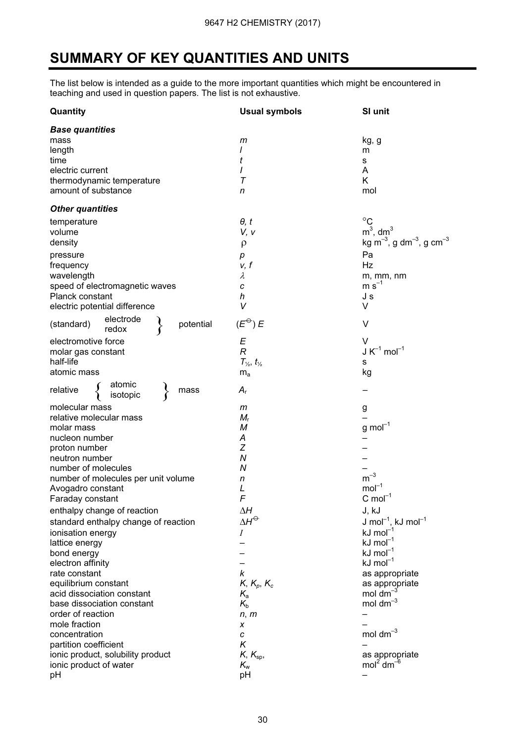# SUMMARY OF KEY QUANTITIES AND UNITS

The list below is intended as a guide to the more important quantities which might be encountered in teaching and used in question papers. The list is not exhaustive.

| Quantity | Usual symbols | SI unit |
|---|---|---|
| ***Base quantities*** | | |
| mass | $m$ | kg, g |
| length | $l$ | m |
| time | $t$ | s |
| electric current | $I$ | A |
| thermodynamic temperature | $T$ | K |
| amount of substance | $n$ | mol |
| ***Other quantities*** | | |
| temperature | $\theta$, $t$ | °C |
| volume | $V$, $v$ | $m^3$, $dm^3$ |
| density | $\rho$ | kg $m^{-3}$, g $dm^{-3}$, g $cm^{-3}$ |
| pressure | $p$ | Pa |
| frequency | $v$, $f$ | Hz |
| wavelength | $\lambda$ | m, mm, nm |
| speed of electromagnetic waves | $c$ | m $s^{-1}$ |
| Planck constant | $h$ | J s |
| electric potential difference | $V$ | V |
| (standard) electrode / redox potential | $(E^\ominus)$ $E$ | V |
| electromotive force | $E$ | V |
| molar gas constant | $R$ | J $K^{-1}$ $mol^{-1}$ |
| half-life | $T_{½}$, $t_{½}$ | s |
| atomic mass | $m_a$ | kg |
| relative atomic / isotopic mass | $A_r$ | – |
| molecular mass | $m$ | g |
| relative molecular mass | $M_r$ | – |
| molar mass | $M$ | g $mol^{-1}$ |
| nucleon number | $A$ | – |
| proton number | $Z$ | – |
| neutron number | $N$ | – |
| number of molecules | $N$ | – |
| number of molecules per unit volume | $n$ | $m^{-3}$ |
| Avogadro constant | $L$ | $mol^{-1}$ |
| Faraday constant | $F$ | C $mol^{-1}$ |
| enthalpy change of reaction | $\Delta H$ | J, kJ |
| standard enthalpy change of reaction | $\Delta H^\ominus$ | J $mol^{-1}$, kJ $mol^{-1}$ |
| ionisation energy | $I$ | kJ $mol^{-1}$ |
| lattice energy | – | kJ $mol^{-1}$ |
| bond energy | – | kJ $mol^{-1}$ |
| electron affinity | – | kJ $mol^{-1}$ |
| rate constant | $k$ | as appropriate |
| equilibrium constant | $K$, $K_p$, $K_c$ | as appropriate |
| acid dissociation constant | $K_a$ | mol $dm^{-3}$ |
| base dissociation constant | $K_b$ | mol $dm^{-3}$ |
| order of reaction | $n$, $m$ | – |
| mole fraction | $x$ | – |
| concentration | $c$ | mol $dm^{-3}$ |
| partition coefficient | $K$ | – |
| ionic product, solubility product | $K$, $K_{sp}$, | as appropriate |
| ionic product of water | $K_w$ | $mol^2$ $dm^{-6}$ |
| pH | pH | – |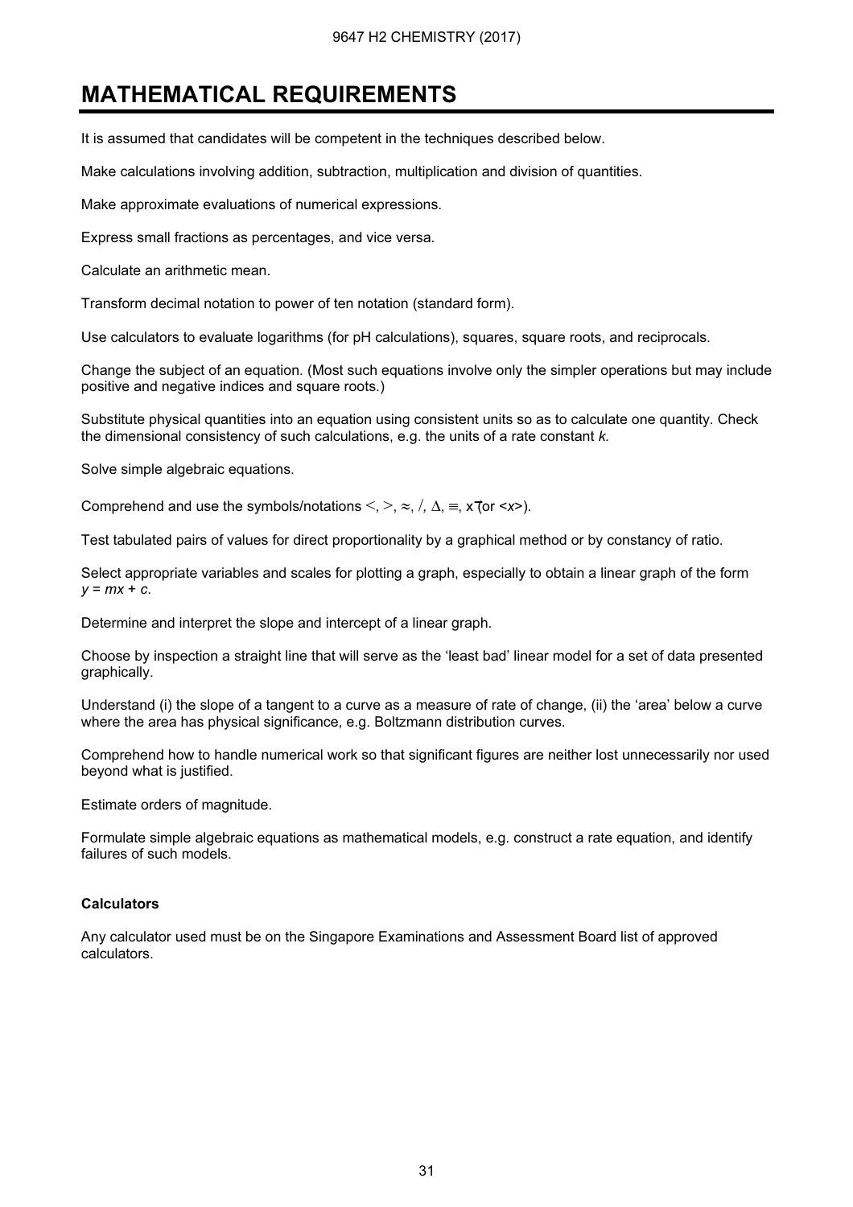# MATHEMATICAL REQUIREMENTS

It is assumed that candidates will be competent in the techniques described below.

Make calculations involving addition, subtraction, multiplication and division of quantities.

Make approximate evaluations of numerical expressions.

Express small fractions as percentages, and vice versa.

Calculate an arithmetic mean.

Transform decimal notation to power of ten notation (standard form).

Use calculators to evaluate logarithms (for pH calculations), squares, square roots, and reciprocals.

Change the subject of an equation. (Most such equations involve only the simpler operations but may include positive and negative indices and square roots.)

Substitute physical quantities into an equation using consistent units so as to calculate one quantity. Check the dimensional consistency of such calculations, e.g. the units of a rate constant *k*.

Solve simple algebraic equations.

Comprehend and use the symbols/notations $<$, $>$, $\approx$, $/$, $\Delta$, $\equiv$, $\bar{x}$ (or $<x>$).

Test tabulated pairs of values for direct proportionality by a graphical method or by constancy of ratio.

Select appropriate variables and scales for plotting a graph, especially to obtain a linear graph of the form $y = mx + c$.

Determine and interpret the slope and intercept of a linear graph.

Choose by inspection a straight line that will serve as the 'least bad' linear model for a set of data presented graphically.

Understand (i) the slope of a tangent to a curve as a measure of rate of change, (ii) the 'area' below a curve where the area has physical significance, e.g. Boltzmann distribution curves.

Comprehend how to handle numerical work so that significant figures are neither lost unnecessarily nor used beyond what is justified.

Estimate orders of magnitude.

Formulate simple algebraic equations as mathematical models, e.g. construct a rate equation, and identify failures of such models.

**Calculators**

Any calculator used must be on the Singapore Examinations and Assessment Board list of approved calculators.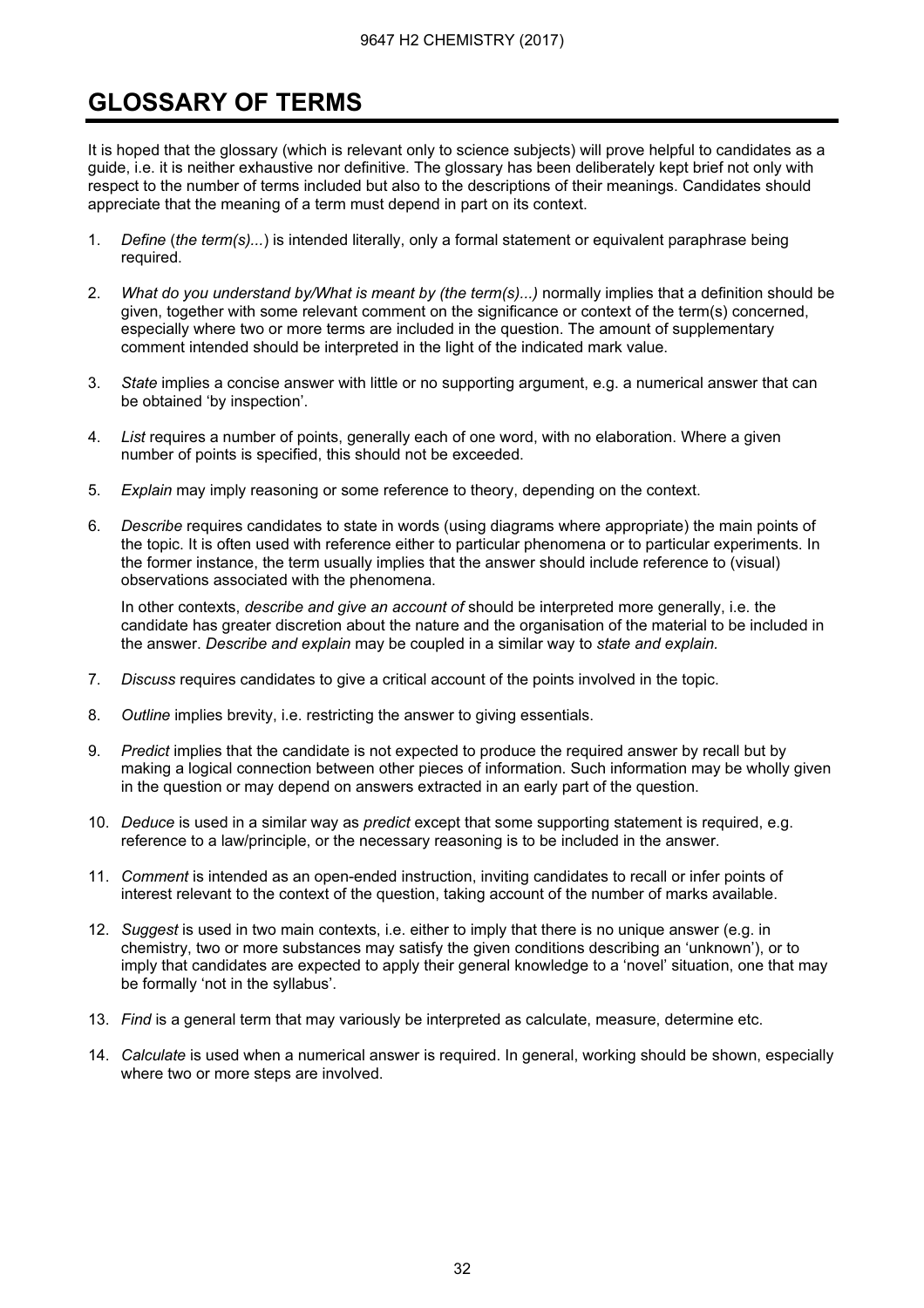# GLOSSARY OF TERMS

It is hoped that the glossary (which is relevant only to science subjects) will prove helpful to candidates as a guide, i.e. it is neither exhaustive nor definitive. The glossary has been deliberately kept brief not only with respect to the number of terms included but also to the descriptions of their meanings. Candidates should appreciate that the meaning of a term must depend in part on its context.

1. *Define* (*the term(s)...*) is intended literally, only a formal statement or equivalent paraphrase being required.

2. *What do you understand by/What is meant by (the term(s)...)* normally implies that a definition should be given, together with some relevant comment on the significance or context of the term(s) concerned, especially where two or more terms are included in the question. The amount of supplementary comment intended should be interpreted in the light of the indicated mark value.

3. *State* implies a concise answer with little or no supporting argument, e.g. a numerical answer that can be obtained 'by inspection'.

4. *List* requires a number of points, generally each of one word, with no elaboration. Where a given number of points is specified, this should not be exceeded.

5. *Explain* may imply reasoning or some reference to theory, depending on the context.

6. *Describe* requires candidates to state in words (using diagrams where appropriate) the main points of the topic. It is often used with reference either to particular phenomena or to particular experiments. In the former instance, the term usually implies that the answer should include reference to (visual) observations associated with the phenomena.

   In other contexts, *describe and give an account of* should be interpreted more generally, i.e. the candidate has greater discretion about the nature and the organisation of the material to be included in the answer. *Describe and explain* may be coupled in a similar way to *state and explain.*

7. *Discuss* requires candidates to give a critical account of the points involved in the topic.

8. *Outline* implies brevity, i.e. restricting the answer to giving essentials.

9. *Predict* implies that the candidate is not expected to produce the required answer by recall but by making a logical connection between other pieces of information. Such information may be wholly given in the question or may depend on answers extracted in an early part of the question.

10. *Deduce* is used in a similar way as *predict* except that some supporting statement is required, e.g. reference to a law/principle, or the necessary reasoning is to be included in the answer.

11. *Comment* is intended as an open-ended instruction, inviting candidates to recall or infer points of interest relevant to the context of the question, taking account of the number of marks available.

12. *Suggest* is used in two main contexts, i.e. either to imply that there is no unique answer (e.g. in chemistry, two or more substances may satisfy the given conditions describing an 'unknown'), or to imply that candidates are expected to apply their general knowledge to a 'novel' situation, one that may be formally 'not in the syllabus'.

13. *Find* is a general term that may variously be interpreted as calculate, measure, determine etc.

14. *Calculate* is used when a numerical answer is required. In general, working should be shown, especially where two or more steps are involved.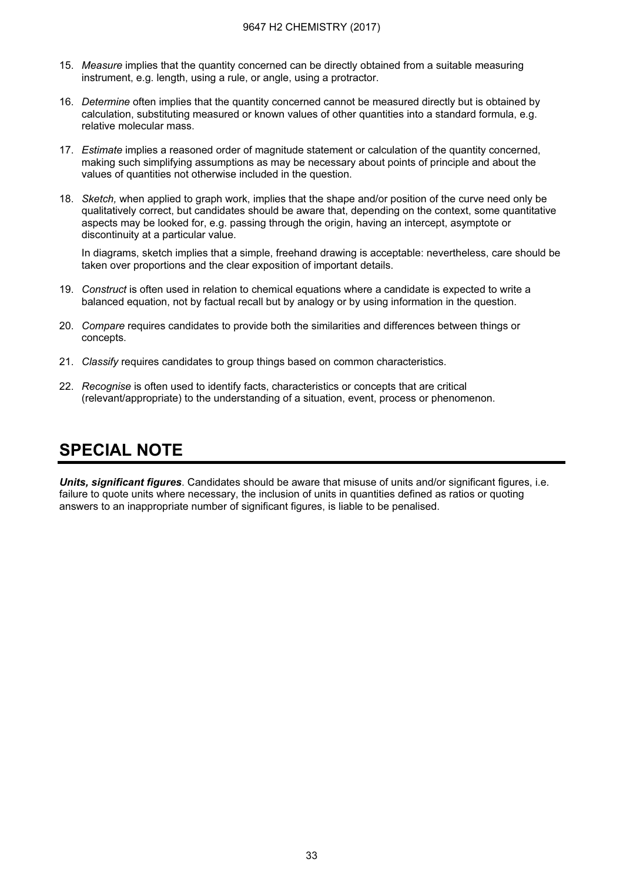15. *Measure* implies that the quantity concerned can be directly obtained from a suitable measuring instrument, e.g. length, using a rule, or angle, using a protractor.

16. *Determine* often implies that the quantity concerned cannot be measured directly but is obtained by calculation, substituting measured or known values of other quantities into a standard formula, e.g. relative molecular mass.

17. *Estimate* implies a reasoned order of magnitude statement or calculation of the quantity concerned, making such simplifying assumptions as may be necessary about points of principle and about the values of quantities not otherwise included in the question.

18. *Sketch,* when applied to graph work, implies that the shape and/or position of the curve need only be qualitatively correct, but candidates should be aware that, depending on the context, some quantitative aspects may be looked for, e.g. passing through the origin, having an intercept, asymptote or discontinuity at a particular value.

    In diagrams, sketch implies that a simple, freehand drawing is acceptable: nevertheless, care should be taken over proportions and the clear exposition of important details.

19. *Construct* is often used in relation to chemical equations where a candidate is expected to write a balanced equation, not by factual recall but by analogy or by using information in the question.

20. *Compare* requires candidates to provide both the similarities and differences between things or concepts.

21. *Classify* requires candidates to group things based on common characteristics.

22. *Recognise* is often used to identify facts, characteristics or concepts that are critical (relevant/appropriate) to the understanding of a situation, event, process or phenomenon.

# SPECIAL NOTE

***Units, significant figures***. Candidates should be aware that misuse of units and/or significant figures, i.e. failure to quote units where necessary, the inclusion of units in quantities defined as ratios or quoting answers to an inappropriate number of significant figures, is liable to be penalised.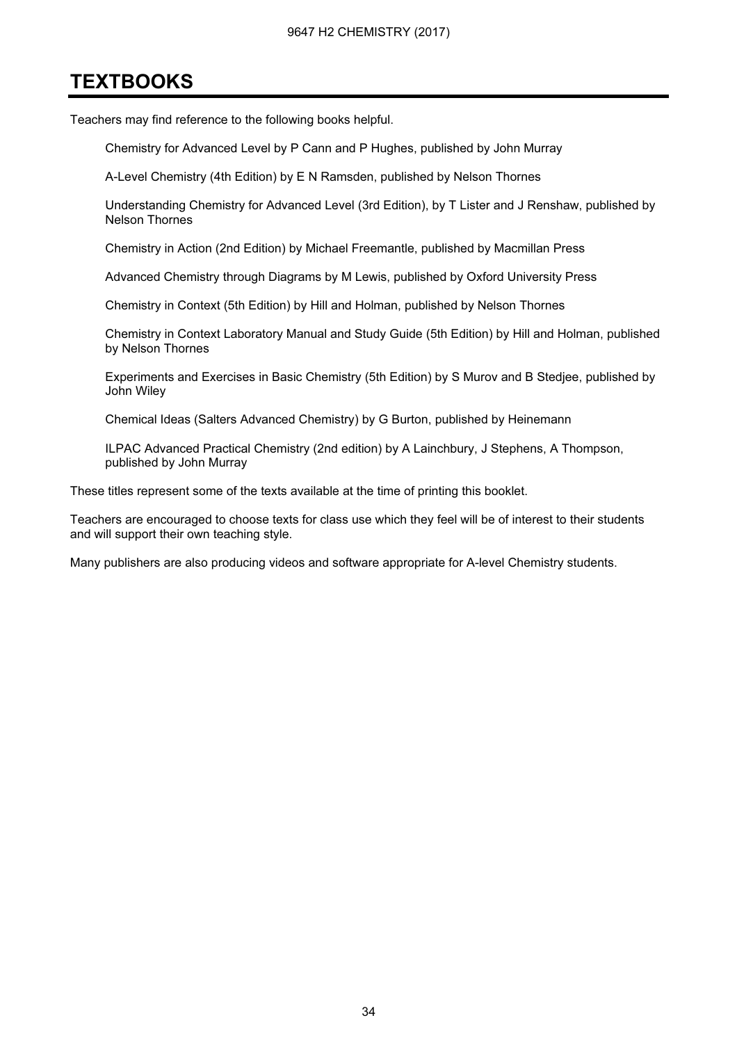# TEXTBOOKS

Teachers may find reference to the following books helpful.

Chemistry for Advanced Level by P Cann and P Hughes, published by John Murray

A-Level Chemistry (4th Edition) by E N Ramsden, published by Nelson Thornes

Understanding Chemistry for Advanced Level (3rd Edition), by T Lister and J Renshaw, published by Nelson Thornes

Chemistry in Action (2nd Edition) by Michael Freemantle, published by Macmillan Press

Advanced Chemistry through Diagrams by M Lewis, published by Oxford University Press

Chemistry in Context (5th Edition) by Hill and Holman, published by Nelson Thornes

Chemistry in Context Laboratory Manual and Study Guide (5th Edition) by Hill and Holman, published by Nelson Thornes

Experiments and Exercises in Basic Chemistry (5th Edition) by S Murov and B Stedjee, published by John Wiley

Chemical Ideas (Salters Advanced Chemistry) by G Burton, published by Heinemann

ILPAC Advanced Practical Chemistry (2nd edition) by A Lainchbury, J Stephens, A Thompson, published by John Murray

These titles represent some of the texts available at the time of printing this booklet.

Teachers are encouraged to choose texts for class use which they feel will be of interest to their students and will support their own teaching style.

Many publishers are also producing videos and software appropriate for A-level Chemistry students.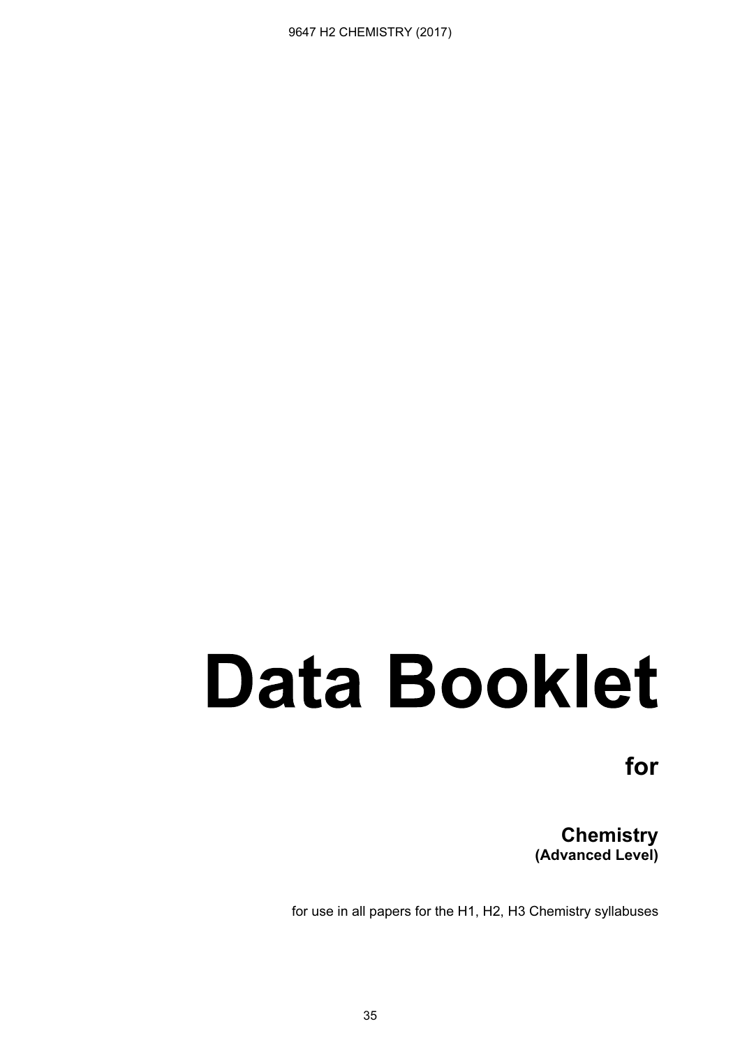# Data Booklet

## for

### Chemistry
**(Advanced Level)**

for use in all papers for the H1, H2, H3 Chemistry syllabuses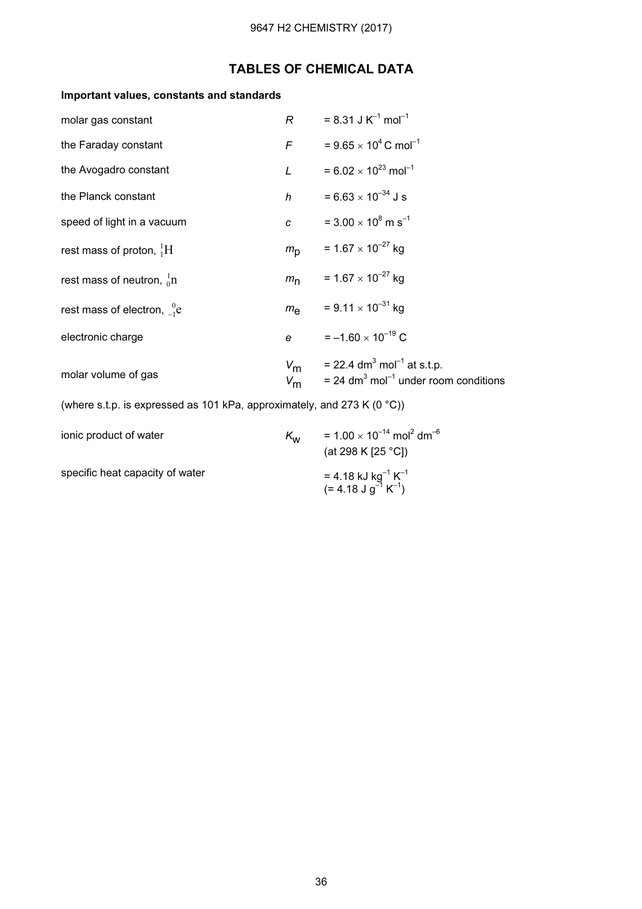# TABLES OF CHEMICAL DATA

**Important values, constants and standards**

| | | |
|---|---|---|
| molar gas constant | $R$ | $= 8.31\ \text{J K}^{-1}\ \text{mol}^{-1}$ |
| the Faraday constant | $F$ | $= 9.65 \times 10^{4}\ \text{C mol}^{-1}$ |
| the Avogadro constant | $L$ | $= 6.02 \times 10^{23}\ \text{mol}^{-1}$ |
| the Planck constant | $h$ | $= 6.63 \times 10^{-34}\ \text{J s}$ |
| speed of light in a vacuum | $c$ | $= 3.00 \times 10^{8}\ \text{m s}^{-1}$ |
| rest mass of proton, ${}^{1}_{1}\text{H}$ | $m_p$ | $= 1.67 \times 10^{-27}\ \text{kg}$ |
| rest mass of neutron, ${}^{1}_{0}\text{n}$ | $m_n$ | $= 1.67 \times 10^{-27}\ \text{kg}$ |
| rest mass of electron, ${}^{0}_{-1}\text{e}$ | $m_e$ | $= 9.11 \times 10^{-31}\ \text{kg}$ |
| electronic charge | $e$ | $= -1.60 \times 10^{-19}\ \text{C}$ |
| molar volume of gas | $V_m$ | $= 22.4\ \text{dm}^{3}\ \text{mol}^{-1}$ at s.t.p. |
| | $V_m$ | $= 24\ \text{dm}^{3}\ \text{mol}^{-1}$ under room conditions |

(where s.t.p. is expressed as 101 kPa, approximately, and 273 K (0 °C))

| | | |
|---|---|---|
| ionic product of water | $K_w$ | $= 1.00 \times 10^{-14}\ \text{mol}^{2}\ \text{dm}^{-6}$ (at 298 K [25 °C]) |
| specific heat capacity of water | | $= 4.18\ \text{kJ kg}^{-1}\ \text{K}^{-1}$ $(= 4.18\ \text{J g}^{-1}\ \text{K}^{-1})$ |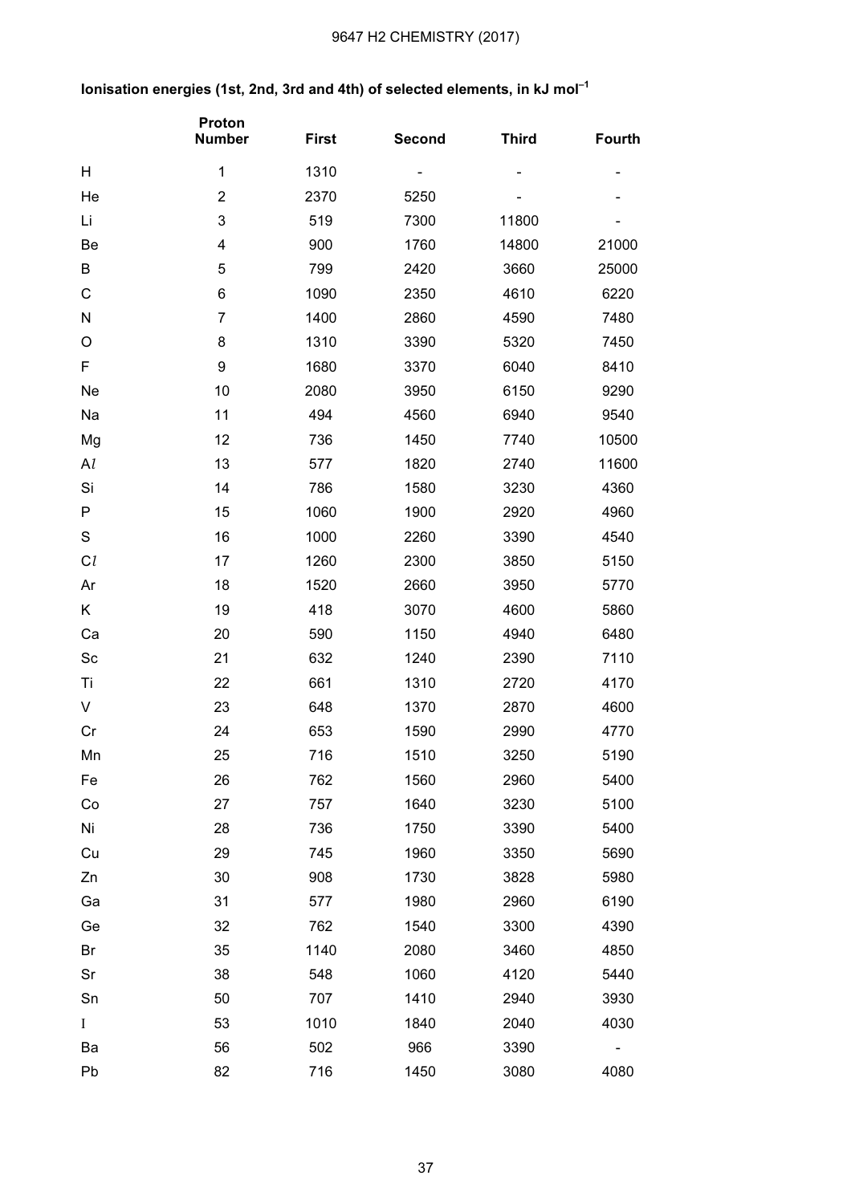**Ionisation energies (1st, 2nd, 3rd and 4th) of selected elements, in kJ mol$^{-1}$**

| | Proton Number | First | Second | Third | Fourth |
|---|---|---|---|---|---|
| H | 1 | 1310 | - | - | - |
| He | 2 | 2370 | 5250 | - | - |
| Li | 3 | 519 | 7300 | 11800 | - |
| Be | 4 | 900 | 1760 | 14800 | 21000 |
| B | 5 | 799 | 2420 | 3660 | 25000 |
| C | 6 | 1090 | 2350 | 4610 | 6220 |
| N | 7 | 1400 | 2860 | 4590 | 7480 |
| O | 8 | 1310 | 3390 | 5320 | 7450 |
| F | 9 | 1680 | 3370 | 6040 | 8410 |
| Ne | 10 | 2080 | 3950 | 6150 | 9290 |
| Na | 11 | 494 | 4560 | 6940 | 9540 |
| Mg | 12 | 736 | 1450 | 7740 | 10500 |
| A*l* | 13 | 577 | 1820 | 2740 | 11600 |
| Si | 14 | 786 | 1580 | 3230 | 4360 |
| P | 15 | 1060 | 1900 | 2920 | 4960 |
| S | 16 | 1000 | 2260 | 3390 | 4540 |
| C*l* | 17 | 1260 | 2300 | 3850 | 5150 |
| Ar | 18 | 1520 | 2660 | 3950 | 5770 |
| K | 19 | 418 | 3070 | 4600 | 5860 |
| Ca | 20 | 590 | 1150 | 4940 | 6480 |
| Sc | 21 | 632 | 1240 | 2390 | 7110 |
| Ti | 22 | 661 | 1310 | 2720 | 4170 |
| V | 23 | 648 | 1370 | 2870 | 4600 |
| Cr | 24 | 653 | 1590 | 2990 | 4770 |
| Mn | 25 | 716 | 1510 | 3250 | 5190 |
| Fe | 26 | 762 | 1560 | 2960 | 5400 |
| Co | 27 | 757 | 1640 | 3230 | 5100 |
| Ni | 28 | 736 | 1750 | 3390 | 5400 |
| Cu | 29 | 745 | 1960 | 3350 | 5690 |
| Zn | 30 | 908 | 1730 | 3828 | 5980 |
| Ga | 31 | 577 | 1980 | 2960 | 6190 |
| Ge | 32 | 762 | 1540 | 3300 | 4390 |
| Br | 35 | 1140 | 2080 | 3460 | 4850 |
| Sr | 38 | 548 | 1060 | 4120 | 5440 |
| Sn | 50 | 707 | 1410 | 2940 | 3930 |
| I | 53 | 1010 | 1840 | 2040 | 4030 |
| Ba | 56 | 502 | 966 | 3390 | - |
| Pb | 82 | 716 | 1450 | 3080 | 4080 |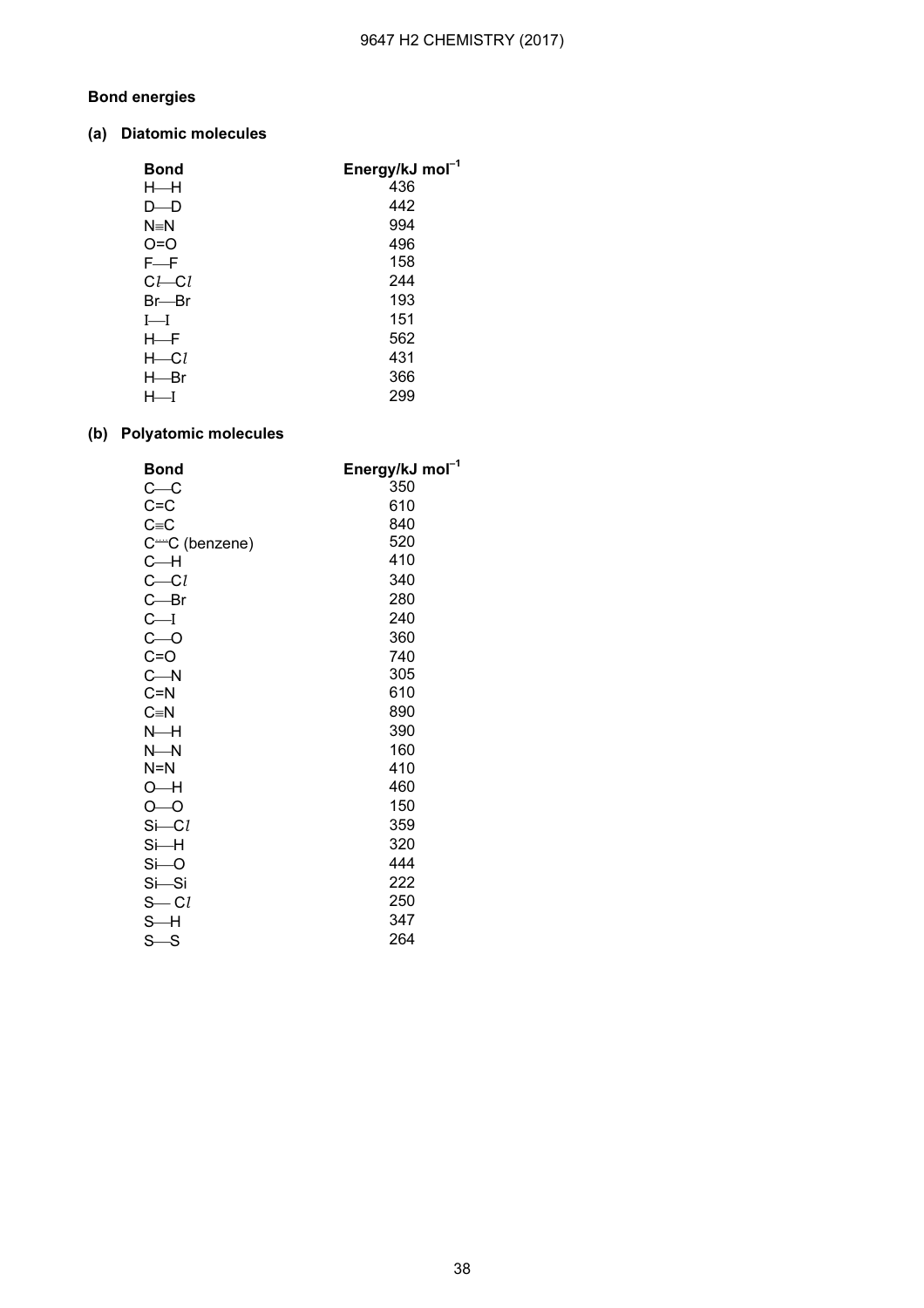## Bond energies

### (a) Diatomic molecules

| Bond | Energy/kJ mol$^{-1}$ |
|---|---|
| H—H | 436 |
| D—D | 442 |
| N≡N | 994 |
| O=O | 496 |
| F—F | 158 |
| C*l*—C*l* | 244 |
| Br—Br | 193 |
| I—I | 151 |
| H—F | 562 |
| H—C*l* | 431 |
| H—Br | 366 |
| H—I | 299 |

### (b) Polyatomic molecules

| Bond | Energy/kJ mol$^{-1}$ |
|---|---|
| C—C | 350 |
| C=C | 610 |
| C≡C | 840 |
| C┄C (benzene) | 520 |
| C—H | 410 |
| C—C*l* | 340 |
| C—Br | 280 |
| C—I | 240 |
| C—O | 360 |
| C=O | 740 |
| C—N | 305 |
| C=N | 610 |
| C≡N | 890 |
| N—H | 390 |
| N—N | 160 |
| N=N | 410 |
| O—H | 460 |
| O—O | 150 |
| Si—C*l* | 359 |
| Si—H | 320 |
| Si—O | 444 |
| Si—Si | 222 |
| S—C*l* | 250 |
| S—H | 347 |
| S—S | 264 |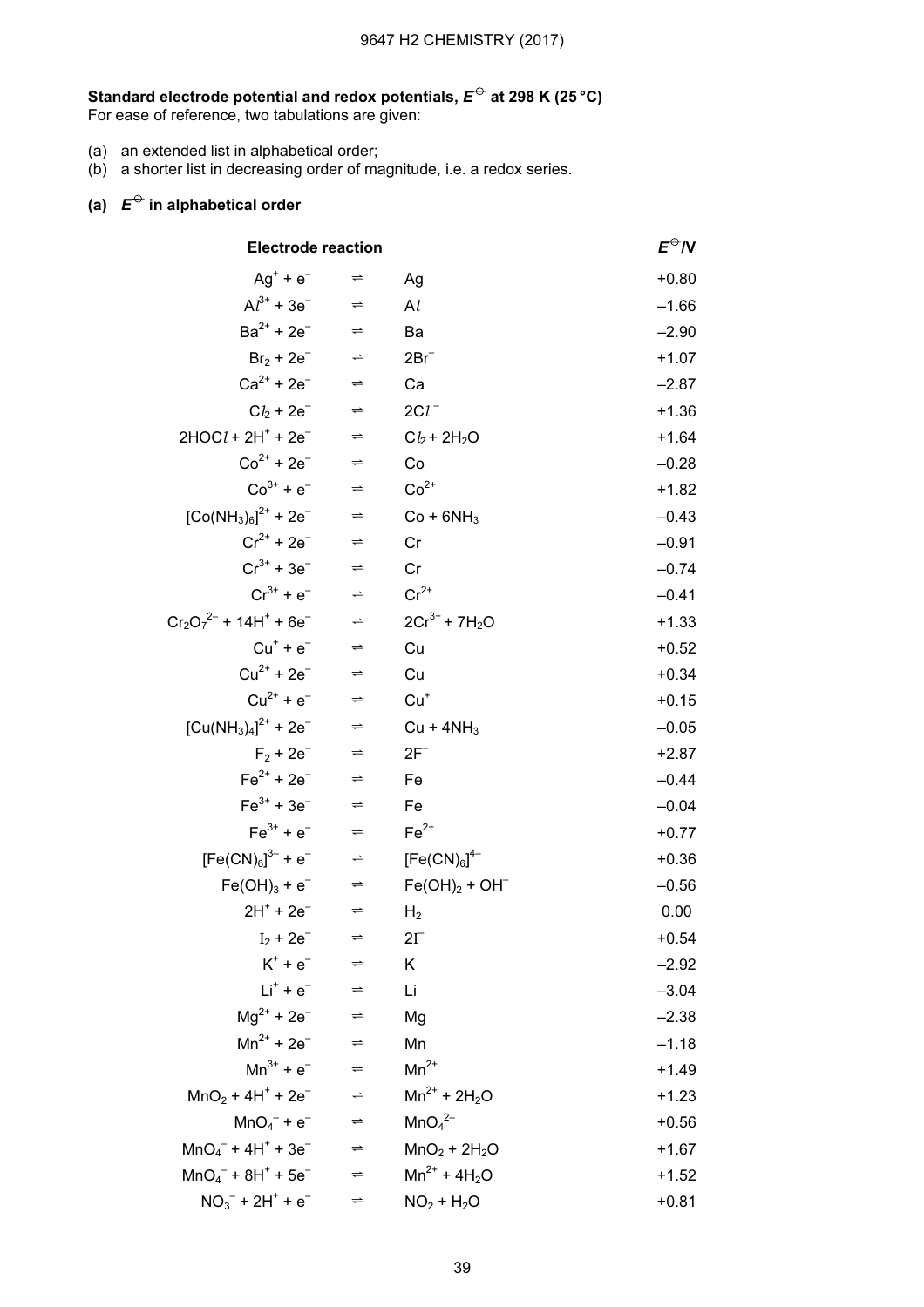**Standard electrode potential and redox potentials, $E^\ominus$ at 298 K (25 °C)**
For ease of reference, two tabulations are given:

(a) an extended list in alphabetical order;
(b) a shorter list in decreasing order of magnitude, i.e. a redox series.

### (a) $E^\ominus$ in alphabetical order

| Electrode reaction | | | $E^\ominus$/V |
|---|---|---|---|
| $Ag^+ + e^-$ | $\rightleftharpoons$ | $Ag$ | +0.80 |
| $Al^{3+} + 3e^-$ | $\rightleftharpoons$ | $Al$ | –1.66 |
| $Ba^{2+} + 2e^-$ | $\rightleftharpoons$ | $Ba$ | –2.90 |
| $Br_2 + 2e^-$ | $\rightleftharpoons$ | $2Br^-$ | +1.07 |
| $Ca^{2+} + 2e^-$ | $\rightleftharpoons$ | $Ca$ | –2.87 |
| $Cl_2 + 2e^-$ | $\rightleftharpoons$ | $2Cl^-$ | +1.36 |
| $2HOCl + 2H^+ + 2e^-$ | $\rightleftharpoons$ | $Cl_2 + 2H_2O$ | +1.64 |
| $Co^{2+} + 2e^-$ | $\rightleftharpoons$ | $Co$ | –0.28 |
| $Co^{3+} + e^-$ | $\rightleftharpoons$ | $Co^{2+}$ | +1.82 |
| $[Co(NH_3)_6]^{2+} + 2e^-$ | $\rightleftharpoons$ | $Co + 6NH_3$ | –0.43 |
| $Cr^{2+} + 2e^-$ | $\rightleftharpoons$ | $Cr$ | –0.91 |
| $Cr^{3+} + 3e^-$ | $\rightleftharpoons$ | $Cr$ | –0.74 |
| $Cr^{3+} + e^-$ | $\rightleftharpoons$ | $Cr^{2+}$ | –0.41 |
| $Cr_2O_7^{2-} + 14H^+ + 6e^-$ | $\rightleftharpoons$ | $2Cr^{3+} + 7H_2O$ | +1.33 |
| $Cu^+ + e^-$ | $\rightleftharpoons$ | $Cu$ | +0.52 |
| $Cu^{2+} + 2e^-$ | $\rightleftharpoons$ | $Cu$ | +0.34 |
| $Cu^{2+} + e^-$ | $\rightleftharpoons$ | $Cu^+$ | +0.15 |
| $[Cu(NH_3)_4]^{2+} + 2e^-$ | $\rightleftharpoons$ | $Cu + 4NH_3$ | –0.05 |
| $F_2 + 2e^-$ | $\rightleftharpoons$ | $2F^-$ | +2.87 |
| $Fe^{2+} + 2e^-$ | $\rightleftharpoons$ | $Fe$ | –0.44 |
| $Fe^{3+} + 3e^-$ | $\rightleftharpoons$ | $Fe$ | –0.04 |
| $Fe^{3+} + e^-$ | $\rightleftharpoons$ | $Fe^{2+}$ | +0.77 |
| $[Fe(CN)_6]^{3-} + e^-$ | $\rightleftharpoons$ | $[Fe(CN)_6]^{4-}$ | +0.36 |
| $Fe(OH)_3 + e^-$ | $\rightleftharpoons$ | $Fe(OH)_2 + OH^-$ | –0.56 |
| $2H^+ + 2e^-$ | $\rightleftharpoons$ | $H_2$ | 0.00 |
| $I_2 + 2e^-$ | $\rightleftharpoons$ | $2I^-$ | +0.54 |
| $K^+ + e^-$ | $\rightleftharpoons$ | $K$ | –2.92 |
| $Li^+ + e^-$ | $\rightleftharpoons$ | $Li$ | –3.04 |
| $Mg^{2+} + 2e^-$ | $\rightleftharpoons$ | $Mg$ | –2.38 |
| $Mn^{2+} + 2e^-$ | $\rightleftharpoons$ | $Mn$ | –1.18 |
| $Mn^{3+} + e^-$ | $\rightleftharpoons$ | $Mn^{2+}$ | +1.49 |
| $MnO_2 + 4H^+ + 2e^-$ | $\rightleftharpoons$ | $Mn^{2+} + 2H_2O$ | +1.23 |
| $MnO_4^- + e^-$ | $\rightleftharpoons$ | $MnO_4^{2-}$ | +0.56 |
| $MnO_4^- + 4H^+ + 3e^-$ | $\rightleftharpoons$ | $MnO_2 + 2H_2O$ | +1.67 |
| $MnO_4^- + 8H^+ + 5e^-$ | $\rightleftharpoons$ | $Mn^{2+} + 4H_2O$ | +1.52 |
| $NO_3^- + 2H^+ + e^-$ | $\rightleftharpoons$ | $NO_2 + H_2O$ | +0.81 |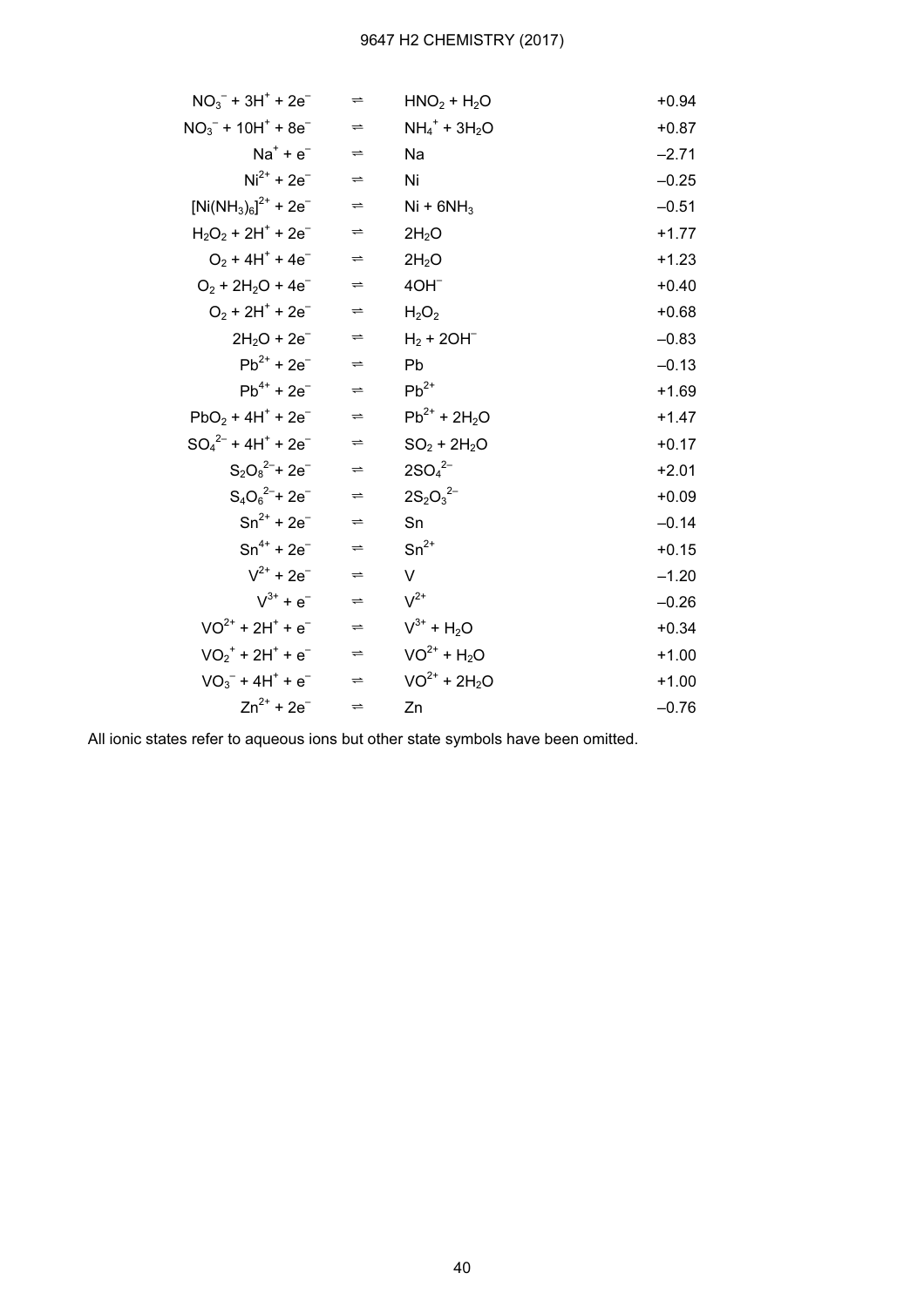| Electrode reaction | | | $E^\ominus$/V |
|---|---|---|---|
| $NO_3^- + 3H^+ + 2e^-$ | $\rightleftharpoons$ | $HNO_2 + H_2O$ | +0.94 |
| $NO_3^- + 10H^+ + 8e^-$ | $\rightleftharpoons$ | $NH_4^+ + 3H_2O$ | +0.87 |
| $Na^+ + e^-$ | $\rightleftharpoons$ | $Na$ | –2.71 |
| $Ni^{2+} + 2e^-$ | $\rightleftharpoons$ | $Ni$ | –0.25 |
| $[Ni(NH_3)_6]^{2+} + 2e^-$ | $\rightleftharpoons$ | $Ni + 6NH_3$ | –0.51 |
| $H_2O_2 + 2H^+ + 2e^-$ | $\rightleftharpoons$ | $2H_2O$ | +1.77 |
| $O_2 + 4H^+ + 4e^-$ | $\rightleftharpoons$ | $2H_2O$ | +1.23 |
| $O_2 + 2H_2O + 4e^-$ | $\rightleftharpoons$ | $4OH^-$ | +0.40 |
| $O_2 + 2H^+ + 2e^-$ | $\rightleftharpoons$ | $H_2O_2$ | +0.68 |
| $2H_2O + 2e^-$ | $\rightleftharpoons$ | $H_2 + 2OH^-$ | –0.83 |
| $Pb^{2+} + 2e^-$ | $\rightleftharpoons$ | $Pb$ | –0.13 |
| $Pb^{4+} + 2e^-$ | $\rightleftharpoons$ | $Pb^{2+}$ | +1.69 |
| $PbO_2 + 4H^+ + 2e^-$ | $\rightleftharpoons$ | $Pb^{2+} + 2H_2O$ | +1.47 |
| $SO_4^{2-} + 4H^+ + 2e^-$ | $\rightleftharpoons$ | $SO_2 + 2H_2O$ | +0.17 |
| $S_2O_8^{2-} + 2e^-$ | $\rightleftharpoons$ | $2SO_4^{2-}$ | +2.01 |
| $S_4O_6^{2-} + 2e^-$ | $\rightleftharpoons$ | $2S_2O_3^{2-}$ | +0.09 |
| $Sn^{2+} + 2e^-$ | $\rightleftharpoons$ | $Sn$ | –0.14 |
| $Sn^{4+} + 2e^-$ | $\rightleftharpoons$ | $Sn^{2+}$ | +0.15 |
| $V^{2+} + 2e^-$ | $\rightleftharpoons$ | $V$ | –1.20 |
| $V^{3+} + e^-$ | $\rightleftharpoons$ | $V^{2+}$ | –0.26 |
| $VO^{2+} + 2H^+ + e^-$ | $\rightleftharpoons$ | $V^{3+} + H_2O$ | +0.34 |
| $VO_2^+ + 2H^+ + e^-$ | $\rightleftharpoons$ | $VO^{2+} + H_2O$ | +1.00 |
| $VO_3^- + 4H^+ + e^-$ | $\rightleftharpoons$ | $VO^{2+} + 2H_2O$ | +1.00 |
| $Zn^{2+} + 2e^-$ | $\rightleftharpoons$ | $Zn$ | –0.76 |

All ionic states refer to aqueous ions but other state symbols have been omitted.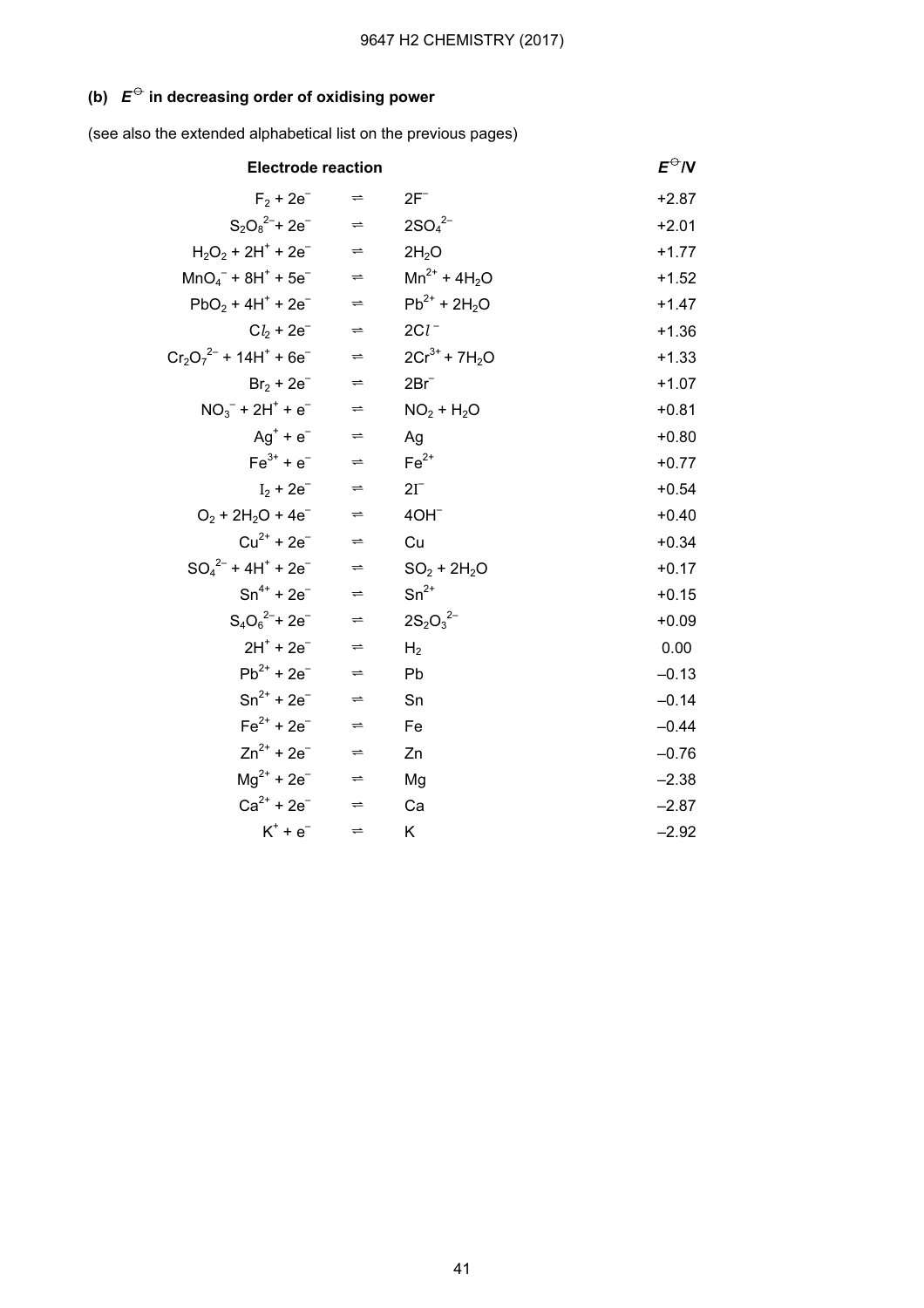### (b) $E^{\ominus}$ in decreasing order of oxidising power

(see also the extended alphabetical list on the previous pages)

| Electrode reaction | | | $E^{\ominus}$/V |
|---|---|---|---|
| $F_2 + 2e^-$ | $\rightleftharpoons$ | $2F^-$ | +2.87 |
| $S_2O_8^{2-} + 2e^-$ | $\rightleftharpoons$ | $2SO_4^{2-}$ | +2.01 |
| $H_2O_2 + 2H^+ + 2e^-$ | $\rightleftharpoons$ | $2H_2O$ | +1.77 |
| $MnO_4^- + 8H^+ + 5e^-$ | $\rightleftharpoons$ | $Mn^{2+} + 4H_2O$ | +1.52 |
| $PbO_2 + 4H^+ + 2e^-$ | $\rightleftharpoons$ | $Pb^{2+} + 2H_2O$ | +1.47 |
| $Cl_2 + 2e^-$ | $\rightleftharpoons$ | $2Cl^-$ | +1.36 |
| $Cr_2O_7^{2-} + 14H^+ + 6e^-$ | $\rightleftharpoons$ | $2Cr^{3+} + 7H_2O$ | +1.33 |
| $Br_2 + 2e^-$ | $\rightleftharpoons$ | $2Br^-$ | +1.07 |
| $NO_3^- + 2H^+ + e^-$ | $\rightleftharpoons$ | $NO_2 + H_2O$ | +0.81 |
| $Ag^+ + e^-$ | $\rightleftharpoons$ | $Ag$ | +0.80 |
| $Fe^{3+} + e^-$ | $\rightleftharpoons$ | $Fe^{2+}$ | +0.77 |
| $I_2 + 2e^-$ | $\rightleftharpoons$ | $2I^-$ | +0.54 |
| $O_2 + 2H_2O + 4e^-$ | $\rightleftharpoons$ | $4OH^-$ | +0.40 |
| $Cu^{2+} + 2e^-$ | $\rightleftharpoons$ | $Cu$ | +0.34 |
| $SO_4^{2-} + 4H^+ + 2e^-$ | $\rightleftharpoons$ | $SO_2 + 2H_2O$ | +0.17 |
| $Sn^{4+} + 2e^-$ | $\rightleftharpoons$ | $Sn^{2+}$ | +0.15 |
| $S_4O_6^{2-} + 2e^-$ | $\rightleftharpoons$ | $2S_2O_3^{2-}$ | +0.09 |
| $2H^+ + 2e^-$ | $\rightleftharpoons$ | $H_2$ | 0.00 |
| $Pb^{2+} + 2e^-$ | $\rightleftharpoons$ | $Pb$ | –0.13 |
| $Sn^{2+} + 2e^-$ | $\rightleftharpoons$ | $Sn$ | –0.14 |
| $Fe^{2+} + 2e^-$ | $\rightleftharpoons$ | $Fe$ | –0.44 |
| $Zn^{2+} + 2e^-$ | $\rightleftharpoons$ | $Zn$ | –0.76 |
| $Mg^{2+} + 2e^-$ | $\rightleftharpoons$ | $Mg$ | –2.38 |
| $Ca^{2+} + 2e^-$ | $\rightleftharpoons$ | $Ca$ | –2.87 |
| $K^+ + e^-$ | $\rightleftharpoons$ | $K$ | –2.92 |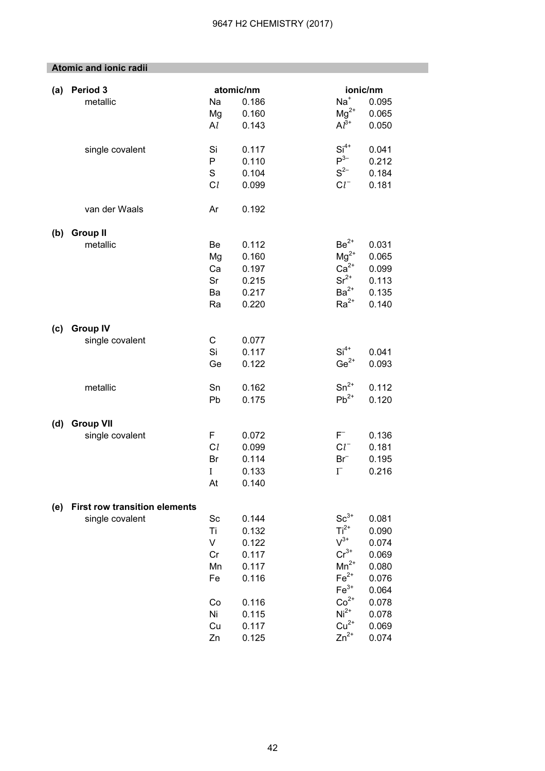## Atomic and ionic radii

| | | atomic/nm | | ionic/nm | |
|---|---|---|---|---|---|
| **(a) Period 3** | | | | | |
| metallic | Na | 0.186 | $Na^{+}$ | 0.095 |
| | Mg | 0.160 | $Mg^{2+}$ | 0.065 |
| | Al | 0.143 | $Al^{3+}$ | 0.050 |
| single covalent | Si | 0.117 | $Si^{4+}$ | 0.041 |
| | P | 0.110 | $P^{3-}$ | 0.212 |
| | S | 0.104 | $S^{2-}$ | 0.184 |
| | Cl | 0.099 | $Cl^{-}$ | 0.181 |
| van der Waals | Ar | 0.192 | | |
| **(b) Group II** | | | | |
| metallic | Be | 0.112 | $Be^{2+}$ | 0.031 |
| | Mg | 0.160 | $Mg^{2+}$ | 0.065 |
| | Ca | 0.197 | $Ca^{2+}$ | 0.099 |
| | Sr | 0.215 | $Sr^{2+}$ | 0.113 |
| | Ba | 0.217 | $Ba^{2+}$ | 0.135 |
| | Ra | 0.220 | $Ra^{2+}$ | 0.140 |
| **(c) Group IV** | | | | |
| single covalent | C | 0.077 | | |
| | Si | 0.117 | $Si^{4+}$ | 0.041 |
| | Ge | 0.122 | $Ge^{2+}$ | 0.093 |
| metallic | Sn | 0.162 | $Sn^{2+}$ | 0.112 |
| | Pb | 0.175 | $Pb^{2+}$ | 0.120 |
| **(d) Group VII** | | | | |
| single covalent | F | 0.072 | $F^{-}$ | 0.136 |
| | Cl | 0.099 | $Cl^{-}$ | 0.181 |
| | Br | 0.114 | $Br^{-}$ | 0.195 |
| | I | 0.133 | $I^{-}$ | 0.216 |
| | At | 0.140 | | |
| **(e) First row transition elements** | | | | |
| single covalent | Sc | 0.144 | $Sc^{3+}$ | 0.081 |
| | Ti | 0.132 | $Ti^{2+}$ | 0.090 |
| | V | 0.122 | $V^{3+}$ | 0.074 |
| | Cr | 0.117 | $Cr^{3+}$ | 0.069 |
| | Mn | 0.117 | $Mn^{2+}$ | 0.080 |
| | Fe | 0.116 | $Fe^{2+}$ | 0.076 |
| | | | $Fe^{3+}$ | 0.064 |
| | Co | 0.116 | $Co^{2+}$ | 0.078 |
| | Ni | 0.115 | $Ni^{2+}$ | 0.078 |
| | Cu | 0.117 | $Cu^{2+}$ | 0.069 |
| | Zn | 0.125 | $Zn^{2+}$ | 0.074 |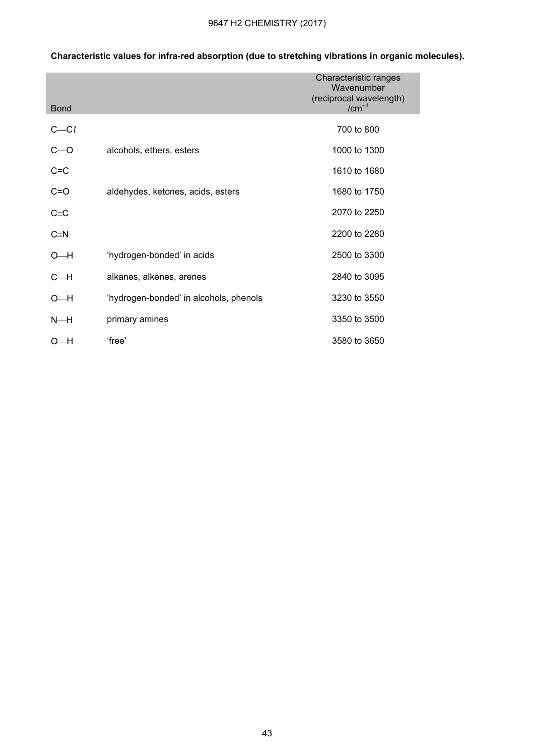**Characteristic values for infra-red absorption (due to stretching vibrations in organic molecules).**

| Bond | | Characteristic ranges Wavenumber (reciprocal wavelength) /cm$^{-1}$ |
|---|---|---|
| C—C*l* | | 700 to 800 |
| C—O | alcohols, ethers, esters | 1000 to 1300 |
| C=C | | 1610 to 1680 |
| C=O | aldehydes, ketones, acids, esters | 1680 to 1750 |
| C≡C | | 2070 to 2250 |
| C≡N | | 2200 to 2280 |
| O—H | 'hydrogen-bonded' in acids | 2500 to 3300 |
| C—H | alkanes, alkenes, arenes | 2840 to 3095 |
| O—H | 'hydrogen-bonded' in alcohols, phenols | 3230 to 3550 |
| N—H | primary amines | 3350 to 3500 |
| O—H | 'free' | 3580 to 3650 |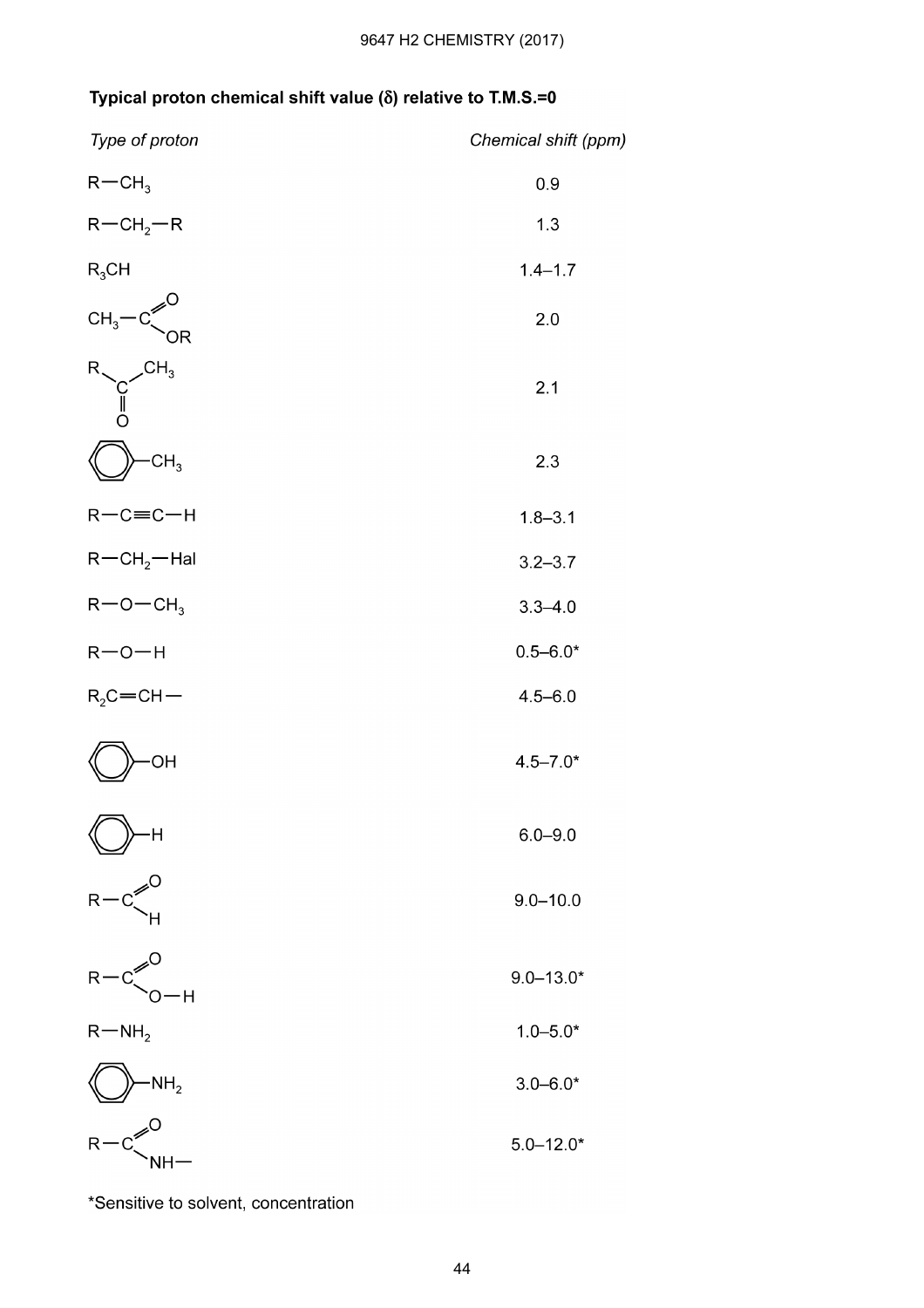**Typical proton chemical shift value (δ) relative to T.M.S.=0**

| *Type of proton* | *Chemical shift (ppm)* |
|---|---|
| $R-CH_3$ | 0.9 |
| $R-CH_2-R$ | 1.3 |
| $R_3CH$ | 1.4–1.7 |
| $CH_3-C(=O)-OR$ | 2.0 |
| $R-C(=O)-CH_3$ | 2.1 |
| $C_6H_5-CH_3$ | 2.3 |
| $R-C{\equiv}C-H$ | 1.8–3.1 |
| $R-CH_2-Hal$ | 3.2–3.7 |
| $R-O-CH_3$ | 3.3–4.0 |
| $R-O-H$ | 0.5–6.0* |
| $R_2C{=}CH-$ | 4.5–6.0 |
| $C_6H_5-OH$ | 4.5–7.0* |
| $C_6H_5-H$ | 6.0–9.0 |
| $R-C(=O)-H$ | 9.0–10.0 |
| $R-C(=O)-O-H$ | 9.0–13.0* |
| $R-NH_2$ | 1.0–5.0* |
| $C_6H_5-NH_2$ | 3.0–6.0* |
| $R-C(=O)-NH-$ | 5.0–12.0* |

*Sensitive to solvent, concentration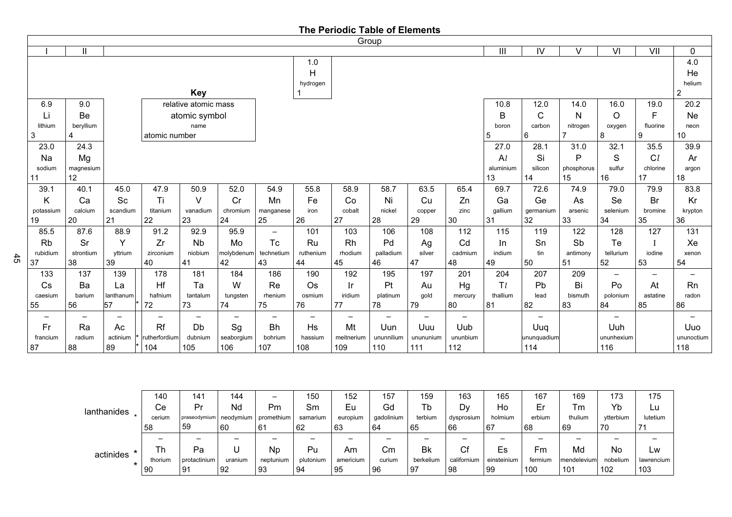# The Periodic Table of Elements

**Key:** relative atomic mass / atomic symbol / name / atomic number

| Group | | | | | | | | | | | | | | | | | |
|---|---|---|---|---|---|---|---|---|---|---|---|---|---|---|---|---|---|
| I | II | | | | | | | | | | | III | IV | V | VI | VII | 0 |
| | | | | | | | 1.0 H hydrogen 1 | | | | | | | | | | 4.0 He helium 2 |
| 6.9 Li lithium 3 | 9.0 Be beryllium 4 | | | | | | | | | | | 10.8 B boron 5 | 12.0 C carbon 6 | 14.0 N nitrogen 7 | 16.0 O oxygen 8 | 19.0 F fluorine 9 | 20.2 Ne neon 10 |
| 23.0 Na sodium 11 | 24.3 Mg magnesium 12 | | | | | | | | | | | 27.0 Al aluminium 13 | 28.1 Si silicon 14 | 31.0 P phosphorus 15 | 32.1 S sulfur 16 | 35.5 Cl chlorine 17 | 39.9 Ar argon 18 |
| 39.1 K potassium 19 | 40.1 Ca calcium 20 | 45.0 Sc scandium 21 | 47.9 Ti titanium 22 | 50.9 V vanadium 23 | 52.0 Cr chromium 24 | 54.9 Mn manganese 25 | 55.8 Fe iron 26 | 58.9 Co cobalt 27 | 58.7 Ni nickel 28 | 63.5 Cu copper 29 | 65.4 Zn zinc 30 | 69.7 Ga gallium 31 | 72.6 Ge germanium 32 | 74.9 As arsenic 33 | 79.0 Se selenium 34 | 79.9 Br bromine 35 | 83.8 Kr krypton 36 |
| 85.5 Rb rubidium 37 | 87.6 Sr strontium 38 | 88.9 Y yttrium 39 | 91.2 Zr zirconium 40 | 92.9 Nb niobium 41 | 95.9 Mo molybdenum 42 | – Tc technetium 43 | 101 Ru ruthenium 44 | 103 Rh rhodium 45 | 106 Pd palladium 46 | 108 Ag silver 47 | 112 Cd cadmium 48 | 115 In indium 49 | 119 Sn tin 50 | 122 Sb antimony 51 | 128 Te tellurium 52 | 127 I iodine 53 | 131 Xe xenon 54 |
| 133 Cs caesium 55 | 137 Ba barium 56 | 139 La lanthanum 57 * | 178 Hf hafnium 72 | 181 Ta tantalum 73 | 184 W tungsten 74 | 186 Re rhenium 75 | 190 Os osmium 76 | 192 Ir iridium 77 | 195 Pt platinum 78 | 197 Au gold 79 | 201 Hg mercury 80 | 204 Tl thallium 81 | 207 Pb lead 82 | 209 Bi bismuth 83 | – Po polonium 84 | – At astatine 85 | – Rn radon 86 |
| – Fr francium 87 | – Ra radium 88 | – Ac actinium 89 ** | – Rf rutherfordium 104 | – Db dubnium 105 | – Sg seaborgium 106 | – Bh bohrium 107 | – Hs hassium 108 | – Mt meitnerium 109 | – Uun ununnilium 110 | – Uuu unununium 111 | – Uub ununbium 112 | | – Uuq ununquadium 114 | | – Uuh ununhexium 116 | | – Uuo ununoctium 118 |

| | | | | | | | | | | | | | | |
|---|---|---|---|---|---|---|---|---|---|---|---|---|---|---|
| lanthanides * | 140 Ce cerium 58 | 141 Pr praseodymium 59 | 144 Nd neodymium 60 | – Pm promethium 61 | 150 Sm samarium 62 | 152 Eu europium 63 | 157 Gd gadolinium 64 | 159 Tb terbium 65 | 163 Dy dysprosium 66 | 165 Ho holmium 67 | 167 Er erbium 68 | 169 Tm thulium 69 | 173 Yb ytterbium 70 | 175 Lu lutetium 71 |
| actinides ** | – Th thorium 90 | – Pa protactinium 91 | – U uranium 92 | – Np neptunium 93 | – Pu plutonium 94 | – Am americium 95 | – Cm curium 96 | – Bk berkelium 97 | – Cf californium 98 | – Es einsteinium 99 | – Fm fermium 100 | – Md mendelevium 101 | – No nobelium 102 | – Lw lawrencium 103 |